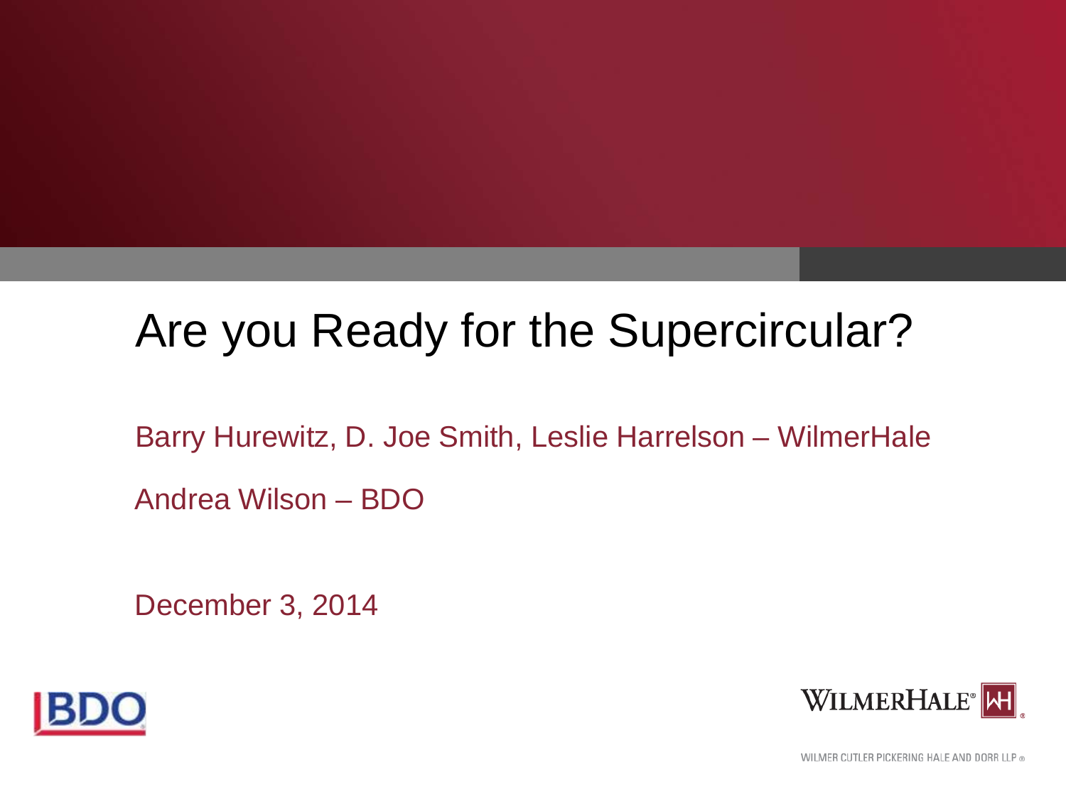# Are you Ready for the Supercircular?

Barry Hurewitz, D. Joe Smith, Leslie Harrelson – WilmerHale

Andrea Wilson – BDO

December 3, 2014

BDO

WILMERHALE®

WILMER CUTLER PICKERING HALE AND DORR LLP ®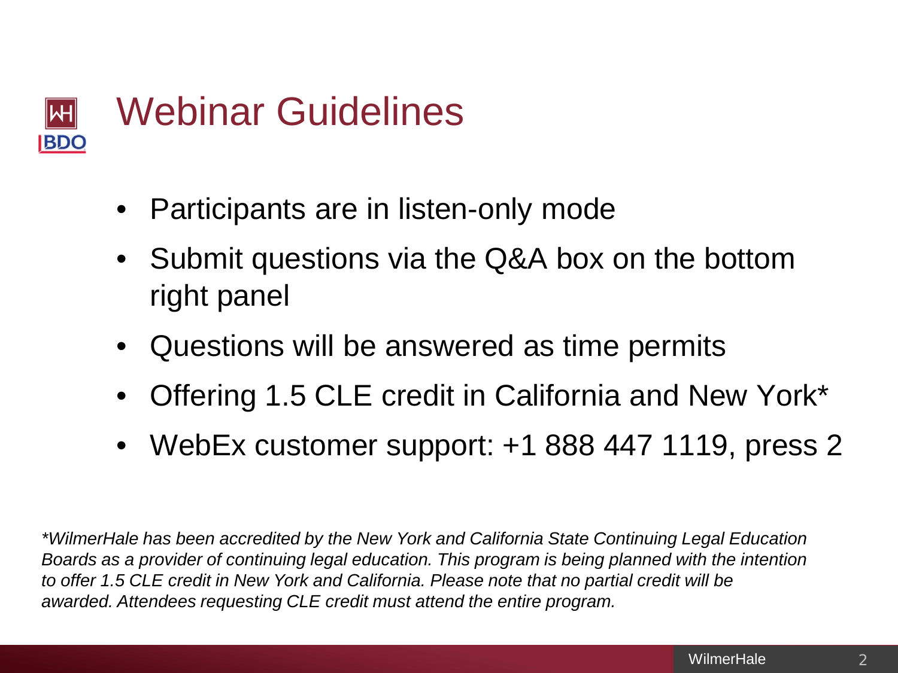# Webinar Guidelines

- Participants are in listen-only mode
- Submit questions via the Q&A box on the bottom right panel
- Questions will be answered as time permits
- Offering 1.5 CLE credit in California and New York*
- WebEx customer support: +1 888 447 1119, press 2

*\*WilmerHale has been accredited by the New York and California State Continuing Legal Education Boards as a provider of continuing legal education. This program is being planned with the intention to offer 1.5 CLE credit in New York and California. Please note that no partial credit will be awarded. Attendees requesting CLE credit must attend the entire program.*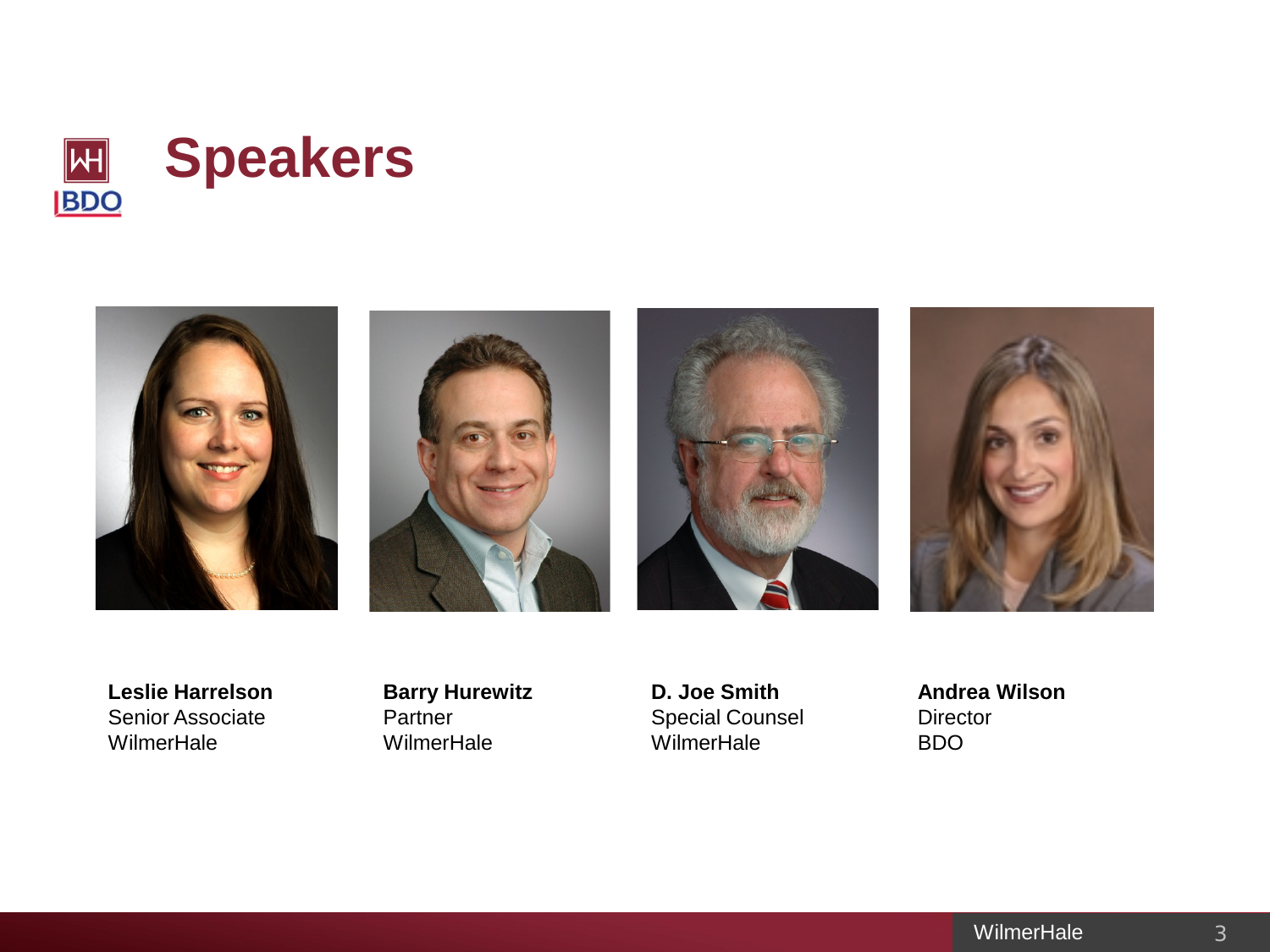# Speakers

**Leslie Harrelson**
Senior Associate
WilmerHale

**Barry Hurewitz**
Partner
WilmerHale

**D. Joe Smith**
Special Counsel
WilmerHale

**Andrea Wilson**
Director
BDO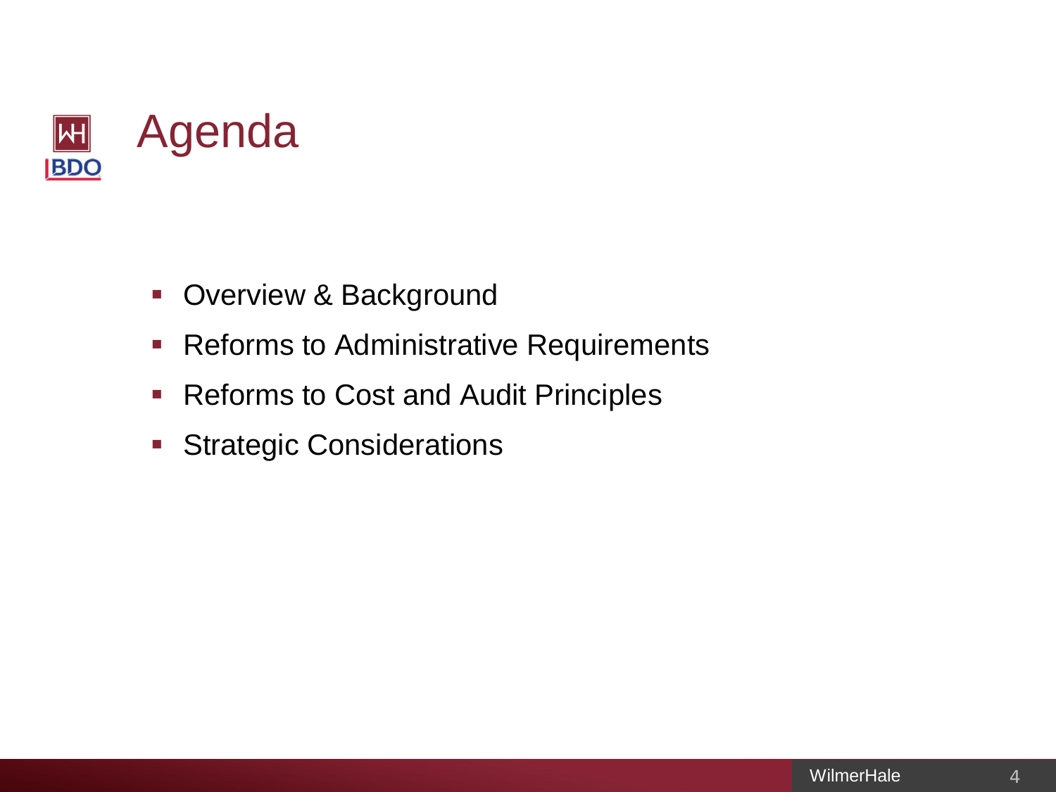# Agenda

- Overview & Background
- Reforms to Administrative Requirements
- Reforms to Cost and Audit Principles
- Strategic Considerations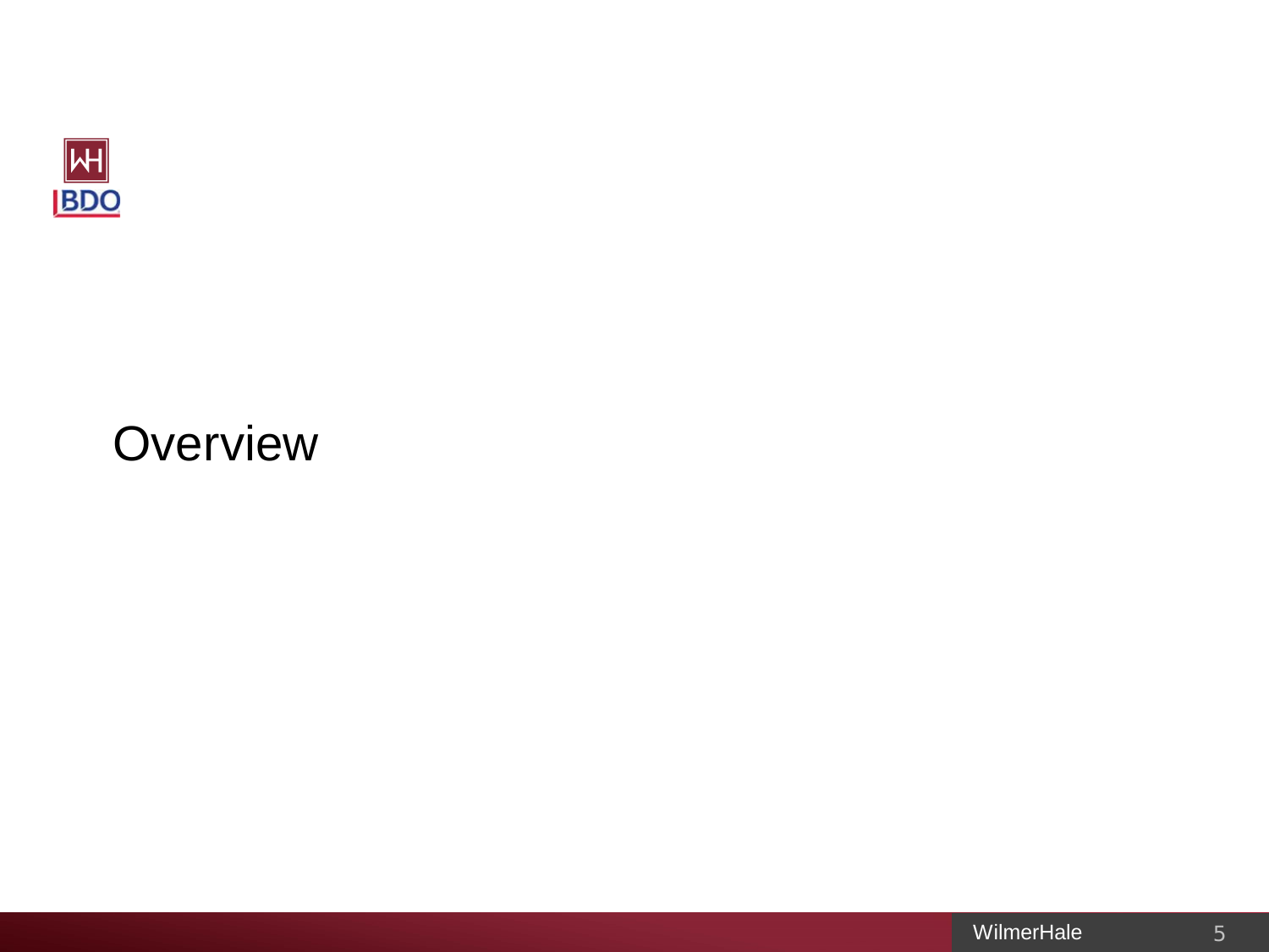# Overview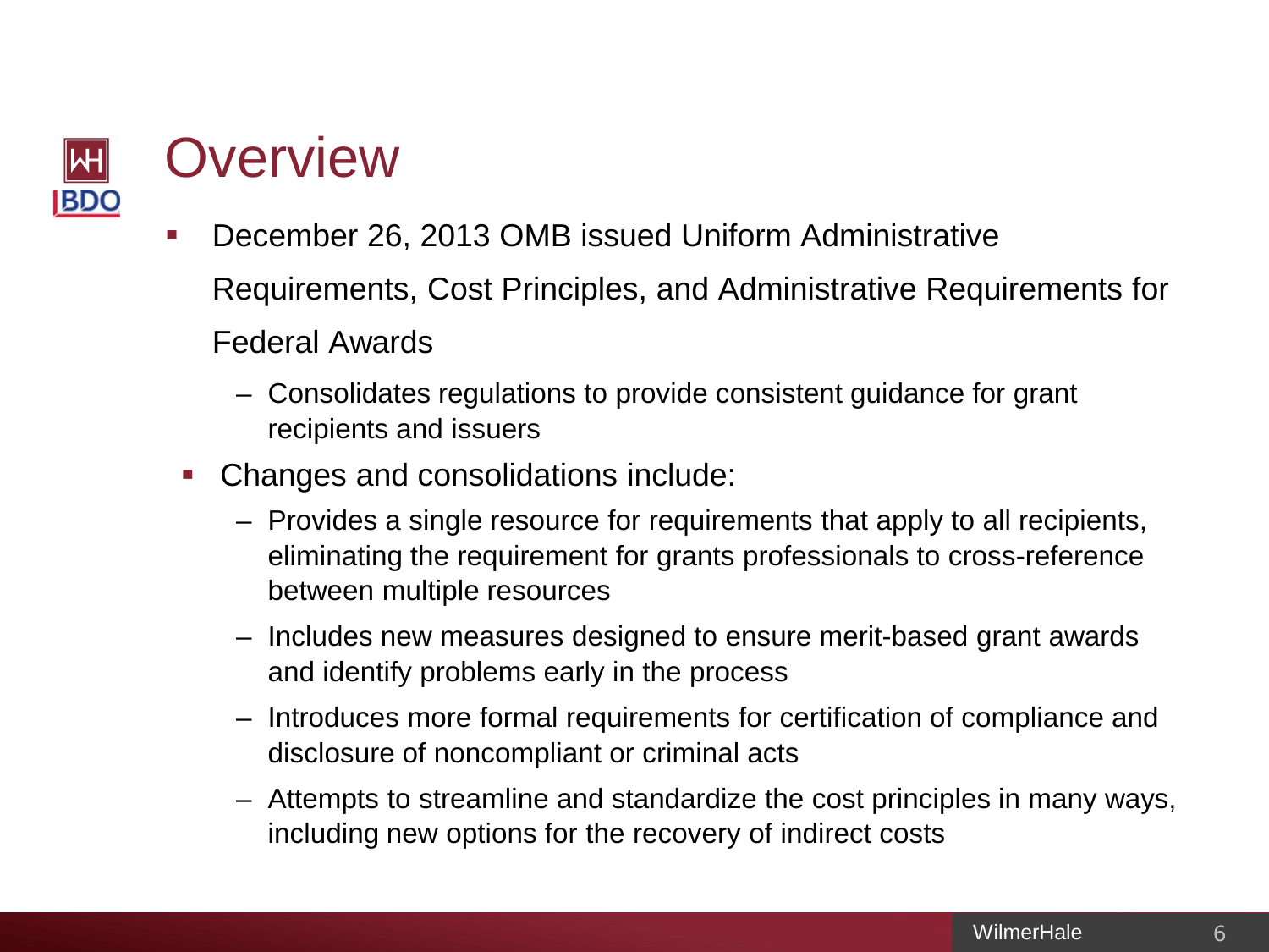# Overview

- December 26, 2013 OMB issued Uniform Administrative Requirements, Cost Principles, and Administrative Requirements for Federal Awards
  - Consolidates regulations to provide consistent guidance for grant recipients and issuers
- Changes and consolidations include:
  - Provides a single resource for requirements that apply to all recipients, eliminating the requirement for grants professionals to cross-reference between multiple resources
  - Includes new measures designed to ensure merit-based grant awards and identify problems early in the process
  - Introduces more formal requirements for certification of compliance and disclosure of noncompliant or criminal acts
  - Attempts to streamline and standardize the cost principles in many ways, including new options for the recovery of indirect costs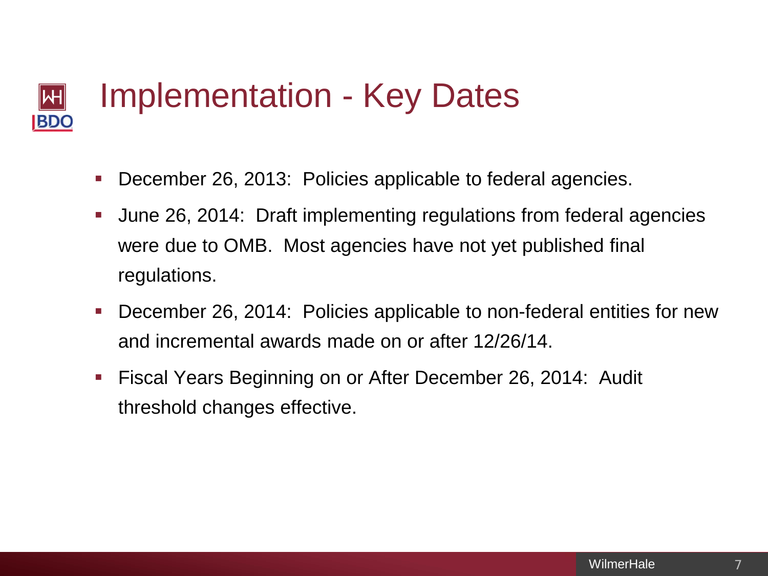# Implementation - Key Dates

- December 26, 2013: Policies applicable to federal agencies.
- June 26, 2014: Draft implementing regulations from federal agencies were due to OMB. Most agencies have not yet published final regulations.
- December 26, 2014: Policies applicable to non-federal entities for new and incremental awards made on or after 12/26/14.
- Fiscal Years Beginning on or After December 26, 2014: Audit threshold changes effective.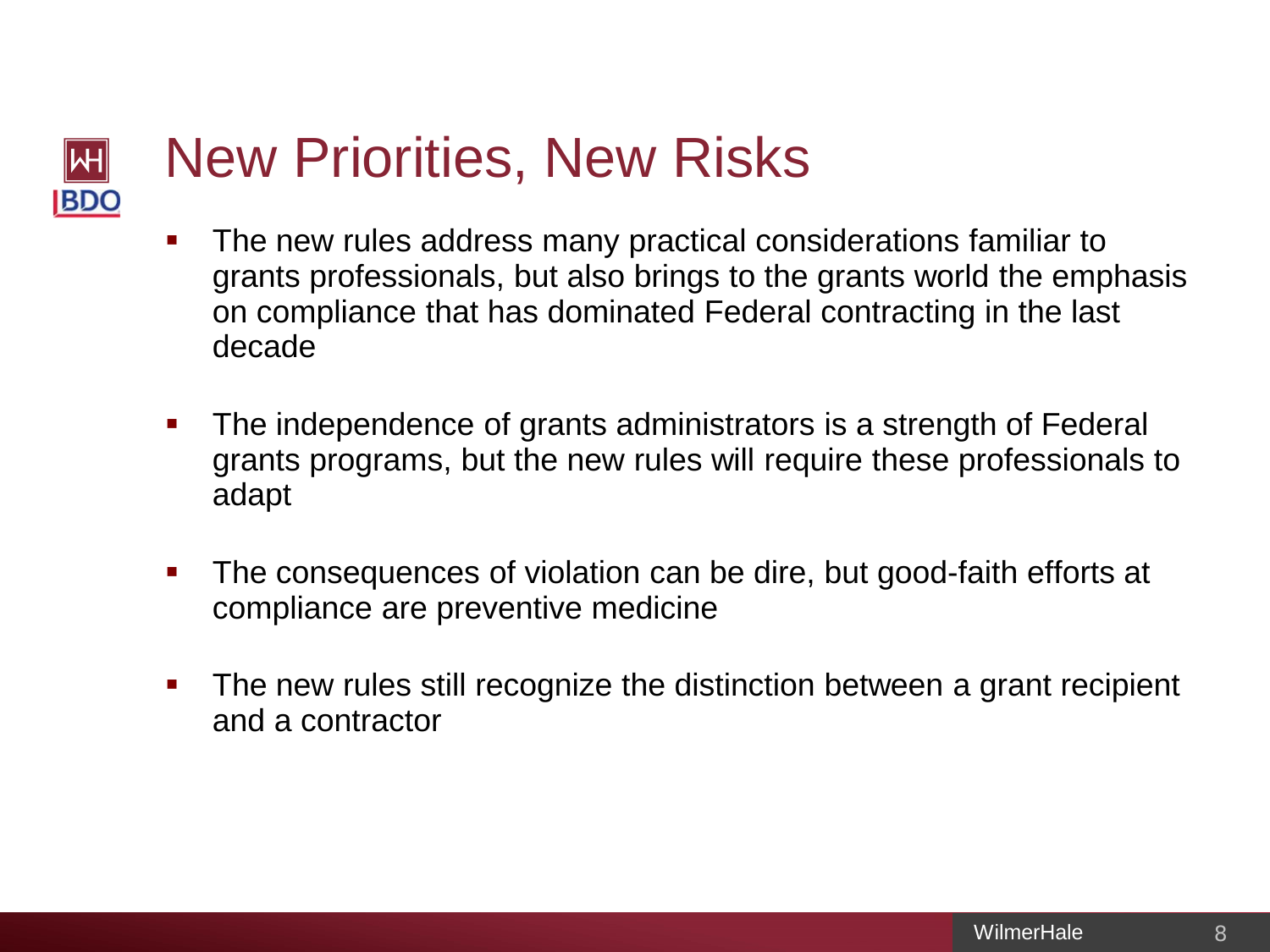# New Priorities, New Risks

- The new rules address many practical considerations familiar to grants professionals, but also brings to the grants world the emphasis on compliance that has dominated Federal contracting in the last decade

- The independence of grants administrators is a strength of Federal grants programs, but the new rules will require these professionals to adapt

- The consequences of violation can be dire, but good-faith efforts at compliance are preventive medicine

- The new rules still recognize the distinction between a grant recipient and a contractor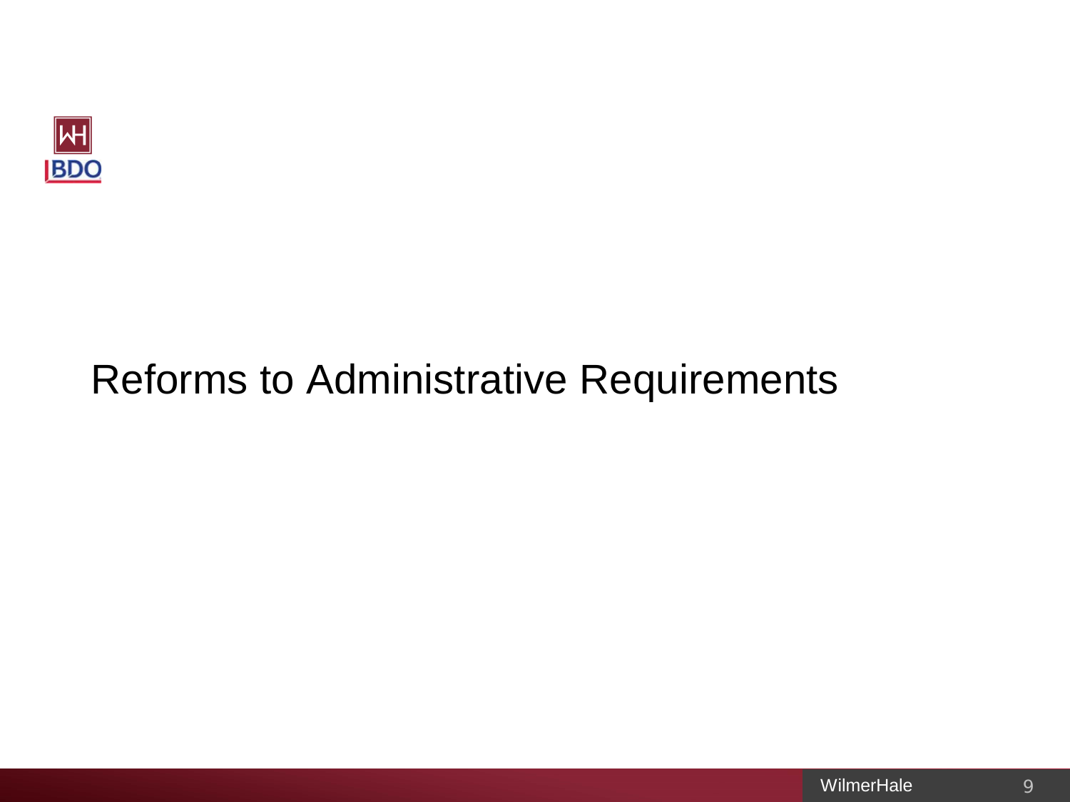# Reforms to Administrative Requirements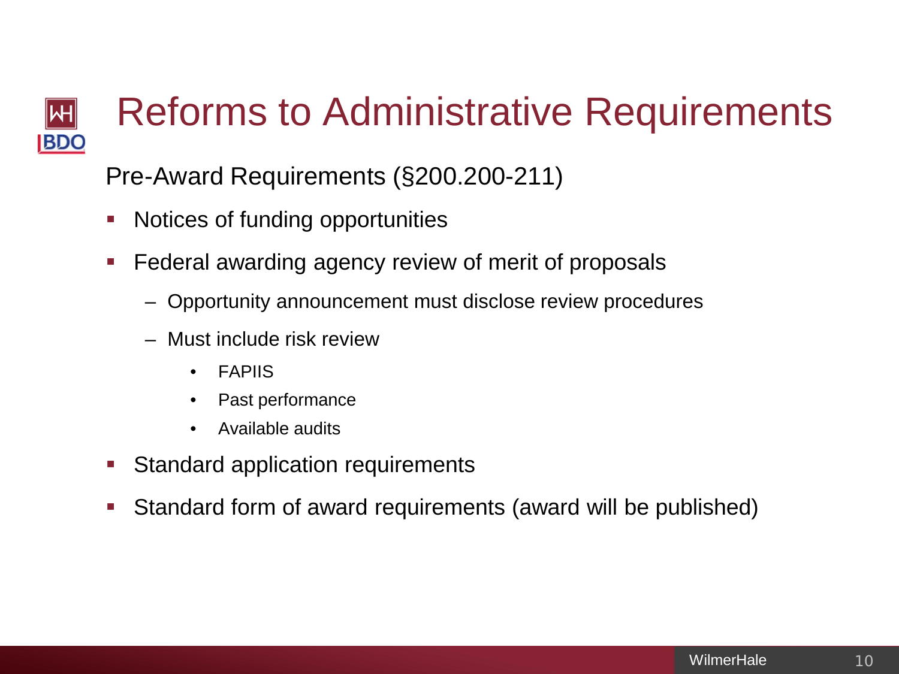# Reforms to Administrative Requirements

## Pre-Award Requirements (§200.200-211)

- Notices of funding opportunities
- Federal awarding agency review of merit of proposals
  - Opportunity announcement must disclose review procedures
  - Must include risk review
    - FAPIIS
    - Past performance
    - Available audits
- Standard application requirements
- Standard form of award requirements (award will be published)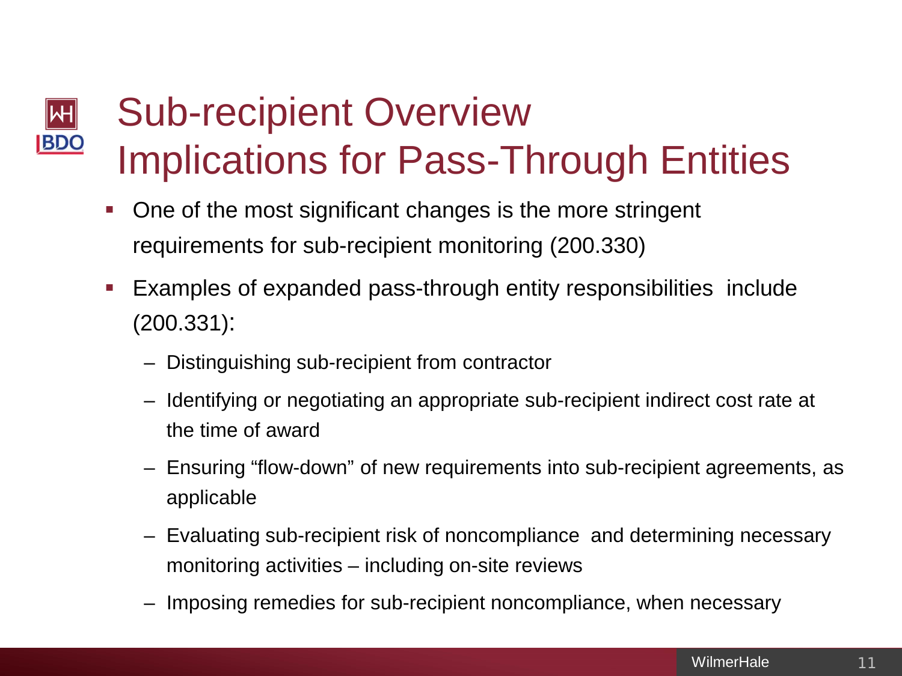# Sub-recipient Overview
# Implications for Pass-Through Entities

- One of the most significant changes is the more stringent requirements for sub-recipient monitoring (200.330)
- Examples of expanded pass-through entity responsibilities include (200.331):
  - Distinguishing sub-recipient from contractor
  - Identifying or negotiating an appropriate sub-recipient indirect cost rate at the time of award
  - Ensuring "flow-down" of new requirements into sub-recipient agreements, as applicable
  - Evaluating sub-recipient risk of noncompliance and determining necessary monitoring activities – including on-site reviews
  - Imposing remedies for sub-recipient noncompliance, when necessary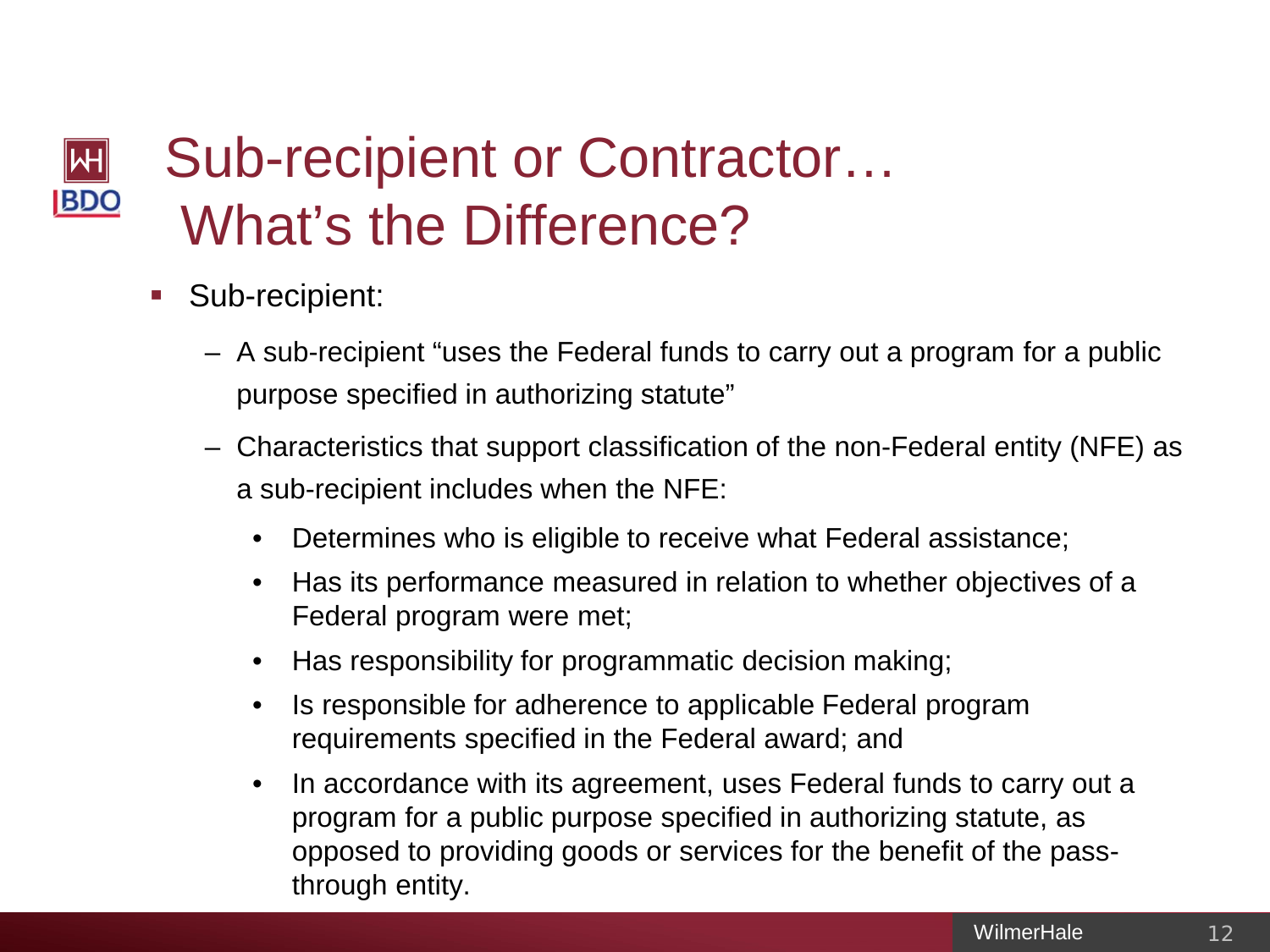# Sub-recipient or Contractor… What's the Difference?

- Sub-recipient:
  - A sub-recipient "uses the Federal funds to carry out a program for a public purpose specified in authorizing statute"
  - Characteristics that support classification of the non-Federal entity (NFE) as a sub-recipient includes when the NFE:
    - Determines who is eligible to receive what Federal assistance;
    - Has its performance measured in relation to whether objectives of a Federal program were met;
    - Has responsibility for programmatic decision making;
    - Is responsible for adherence to applicable Federal program requirements specified in the Federal award; and
    - In accordance with its agreement, uses Federal funds to carry out a program for a public purpose specified in authorizing statute, as opposed to providing goods or services for the benefit of the pass-through entity.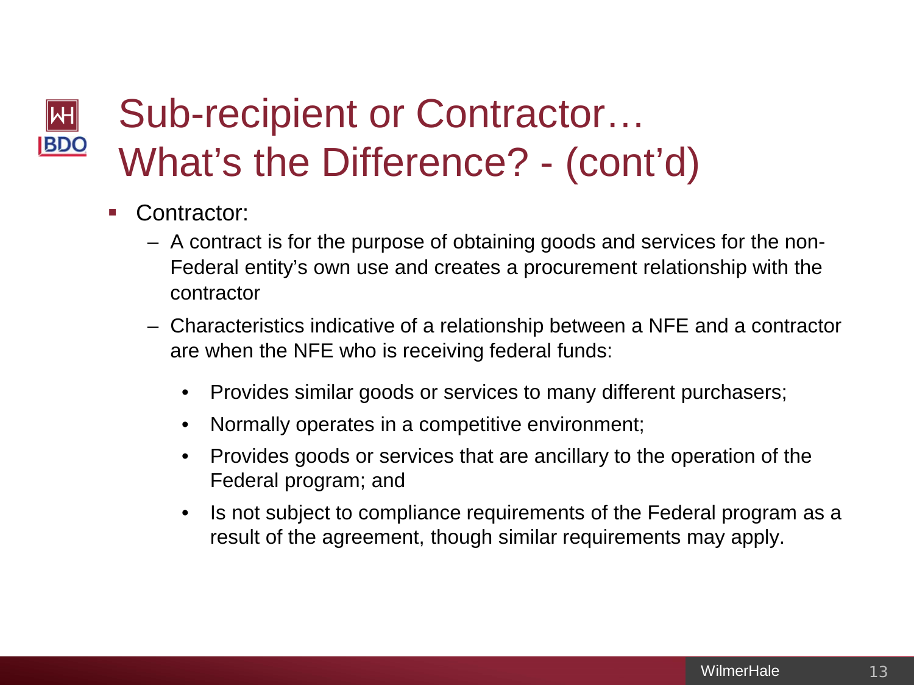# Sub-recipient or Contractor… What's the Difference? - (cont'd)

- Contractor:
  - A contract is for the purpose of obtaining goods and services for the non-Federal entity's own use and creates a procurement relationship with the contractor
  - Characteristics indicative of a relationship between a NFE and a contractor are when the NFE who is receiving federal funds:
    - Provides similar goods or services to many different purchasers;
    - Normally operates in a competitive environment;
    - Provides goods or services that are ancillary to the operation of the Federal program; and
    - Is not subject to compliance requirements of the Federal program as a result of the agreement, though similar requirements may apply.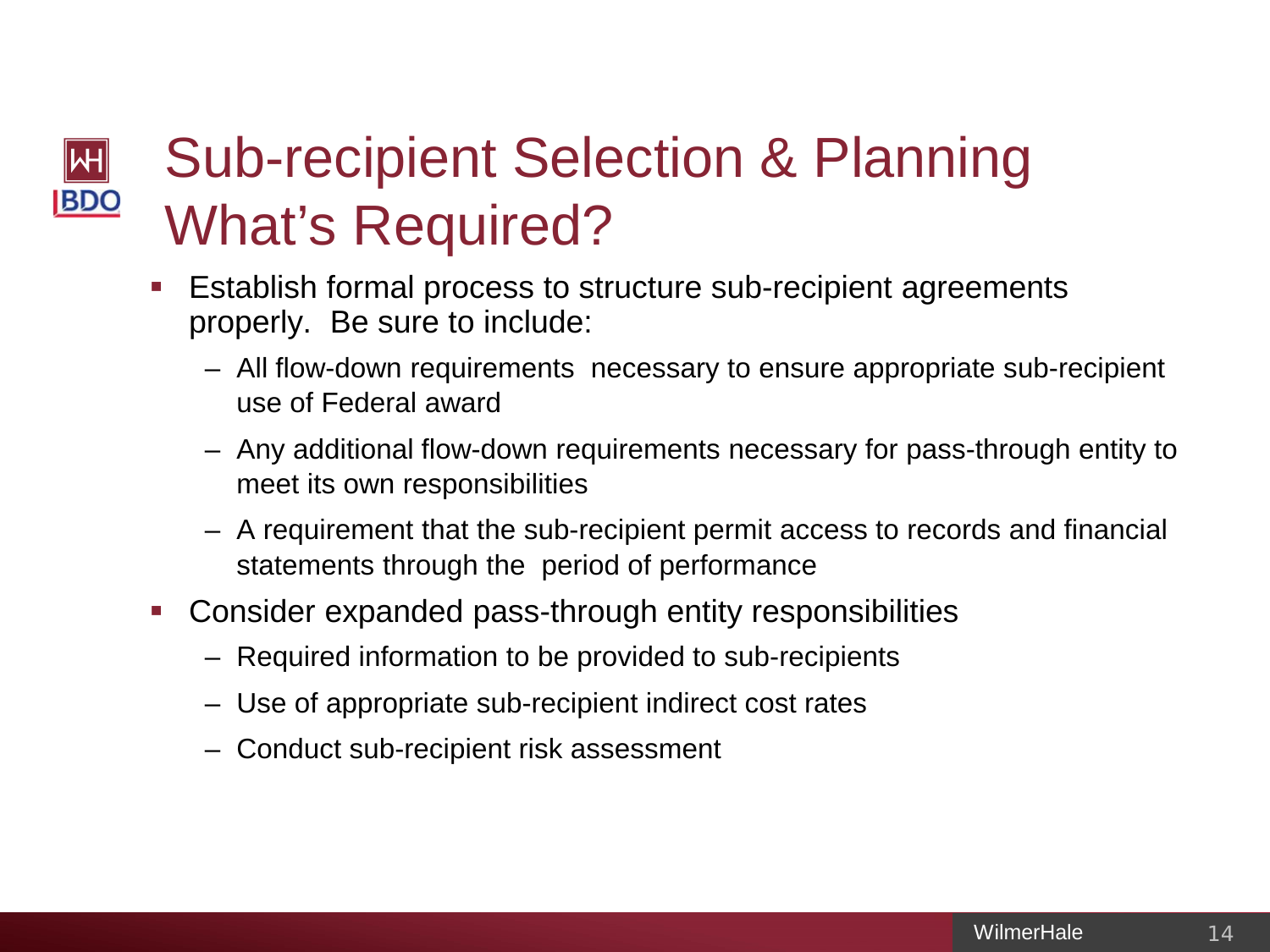# Sub-recipient Selection & Planning What's Required?

- Establish formal process to structure sub-recipient agreements properly. Be sure to include:
  - All flow-down requirements necessary to ensure appropriate sub-recipient use of Federal award
  - Any additional flow-down requirements necessary for pass-through entity to meet its own responsibilities
  - A requirement that the sub-recipient permit access to records and financial statements through the period of performance
- Consider expanded pass-through entity responsibilities
  - Required information to be provided to sub-recipients
  - Use of appropriate sub-recipient indirect cost rates
  - Conduct sub-recipient risk assessment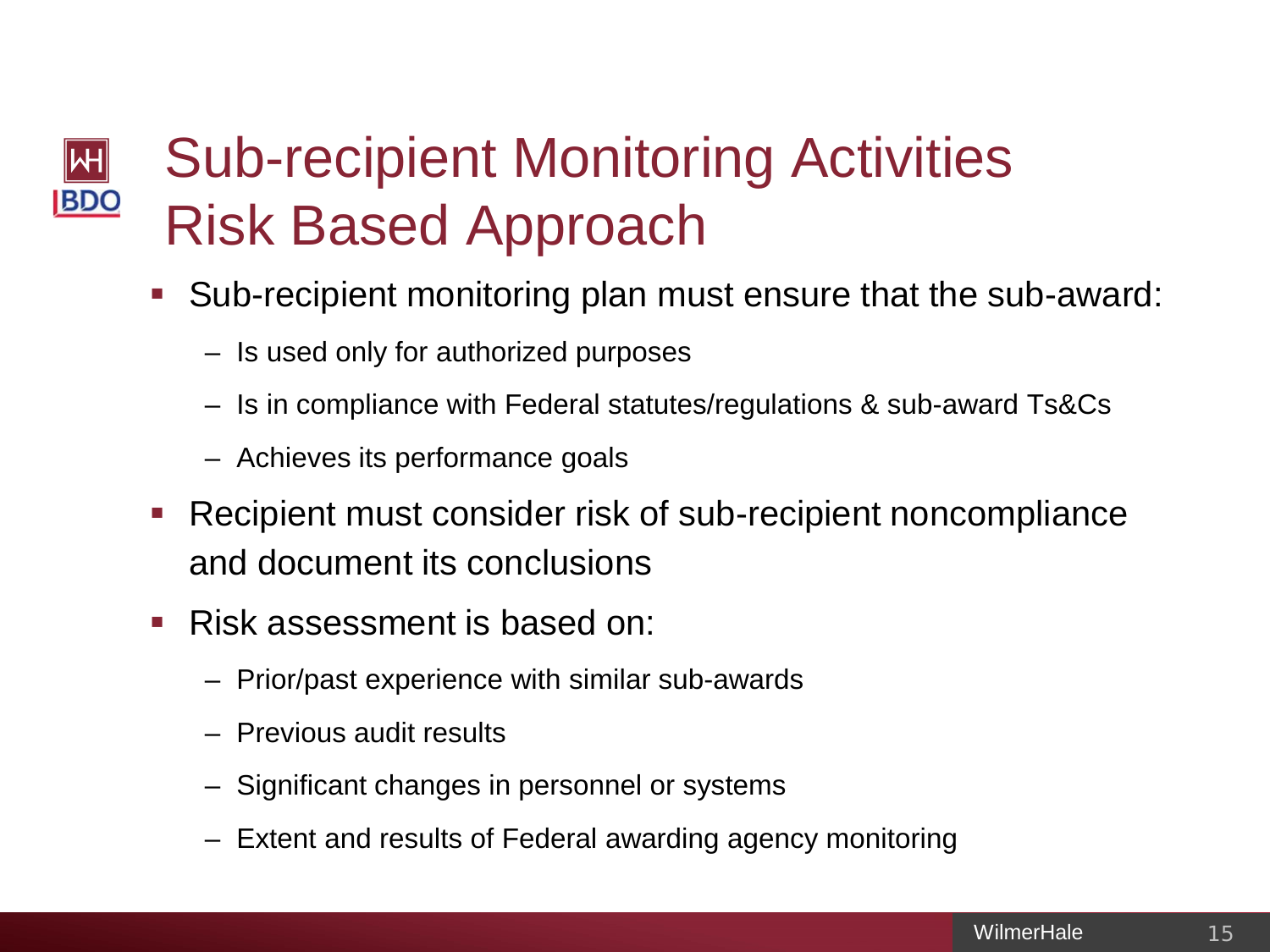# Sub-recipient Monitoring Activities Risk Based Approach

- Sub-recipient monitoring plan must ensure that the sub-award:
  - Is used only for authorized purposes
  - Is in compliance with Federal statutes/regulations & sub-award Ts&Cs
  - Achieves its performance goals
- Recipient must consider risk of sub-recipient noncompliance and document its conclusions
- Risk assessment is based on:
  - Prior/past experience with similar sub-awards
  - Previous audit results
  - Significant changes in personnel or systems
  - Extent and results of Federal awarding agency monitoring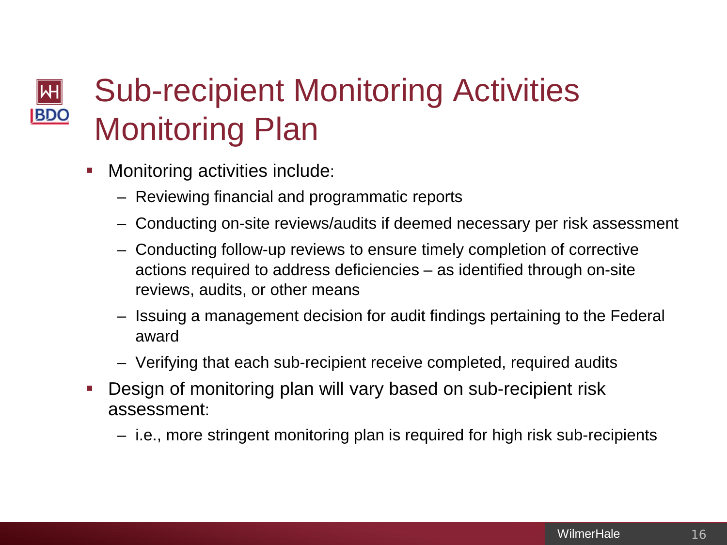# Sub-recipient Monitoring Activities Monitoring Plan

- Monitoring activities include:
  - Reviewing financial and programmatic reports
  - Conducting on-site reviews/audits if deemed necessary per risk assessment
  - Conducting follow-up reviews to ensure timely completion of corrective actions required to address deficiencies – as identified through on-site reviews, audits, or other means
  - Issuing a management decision for audit findings pertaining to the Federal award
  - Verifying that each sub-recipient receive completed, required audits
- Design of monitoring plan will vary based on sub-recipient risk assessment:
  - i.e., more stringent monitoring plan is required for high risk sub-recipients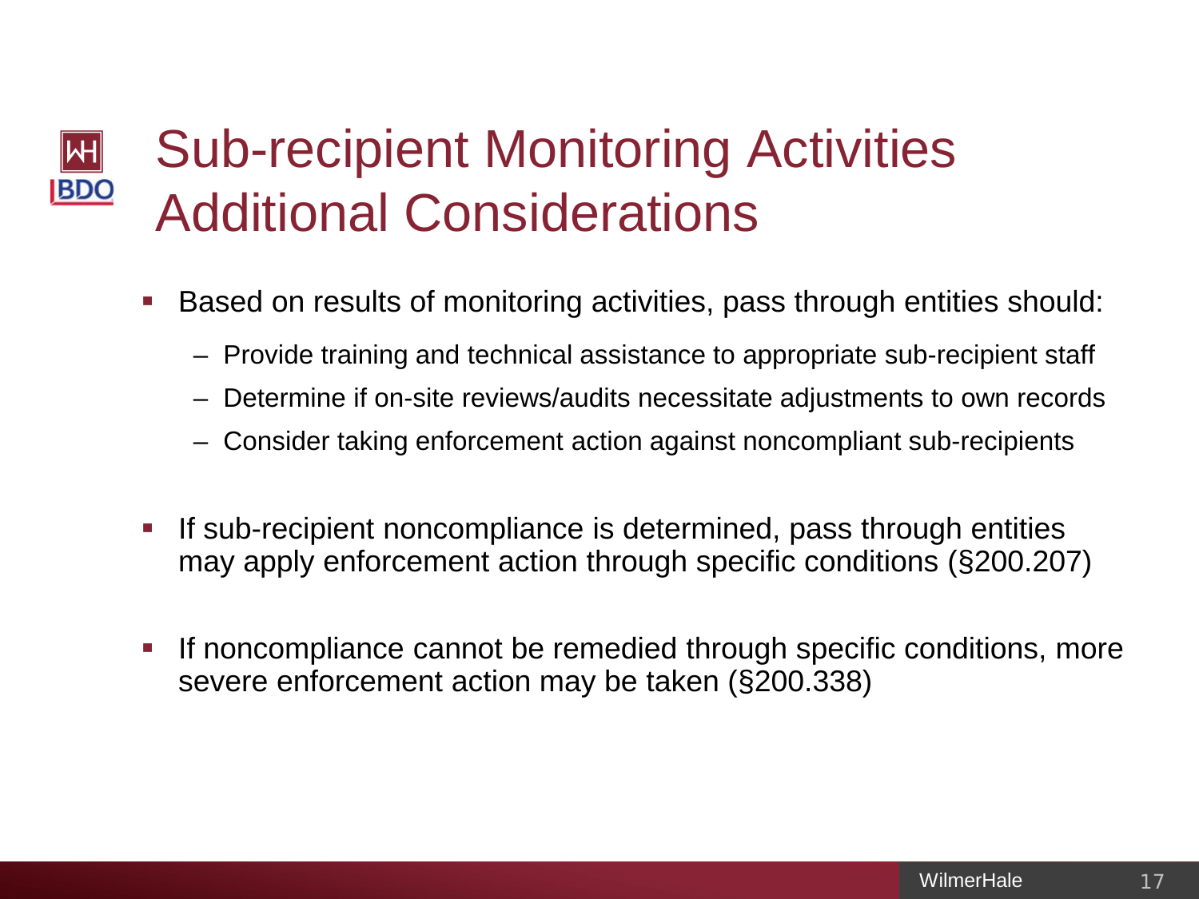# Sub-recipient Monitoring Activities Additional Considerations

- Based on results of monitoring activities, pass through entities should:
  - Provide training and technical assistance to appropriate sub-recipient staff
  - Determine if on-site reviews/audits necessitate adjustments to own records
  - Consider taking enforcement action against noncompliant sub-recipients
- If sub-recipient noncompliance is determined, pass through entities may apply enforcement action through specific conditions (§200.207)
- If noncompliance cannot be remedied through specific conditions, more severe enforcement action may be taken (§200.338)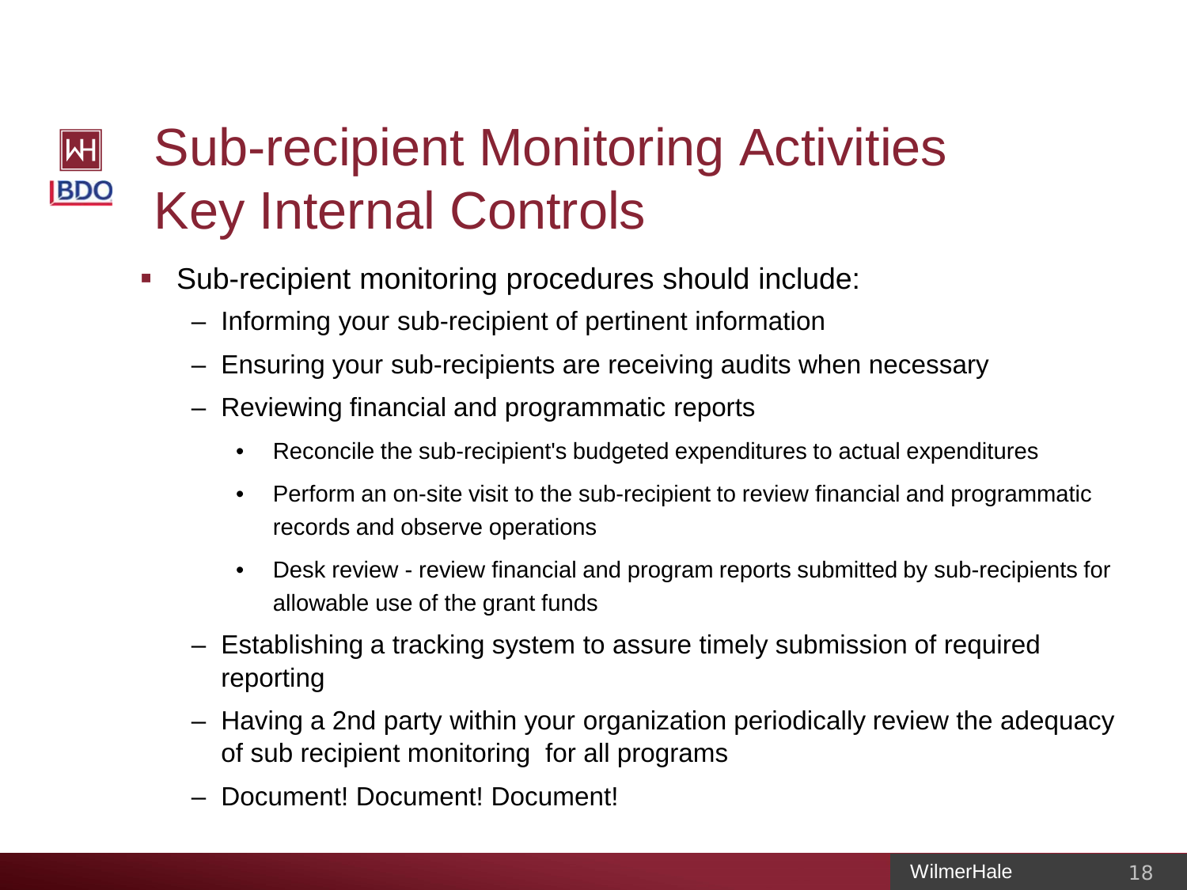# Sub-recipient Monitoring Activities Key Internal Controls

- Sub-recipient monitoring procedures should include:
  - Informing your sub-recipient of pertinent information
  - Ensuring your sub-recipients are receiving audits when necessary
  - Reviewing financial and programmatic reports
    - Reconcile the sub-recipient's budgeted expenditures to actual expenditures
    - Perform an on-site visit to the sub-recipient to review financial and programmatic records and observe operations
    - Desk review - review financial and program reports submitted by sub-recipients for allowable use of the grant funds
  - Establishing a tracking system to assure timely submission of required reporting
  - Having a 2nd party within your organization periodically review the adequacy of sub recipient monitoring for all programs
  - Document! Document! Document!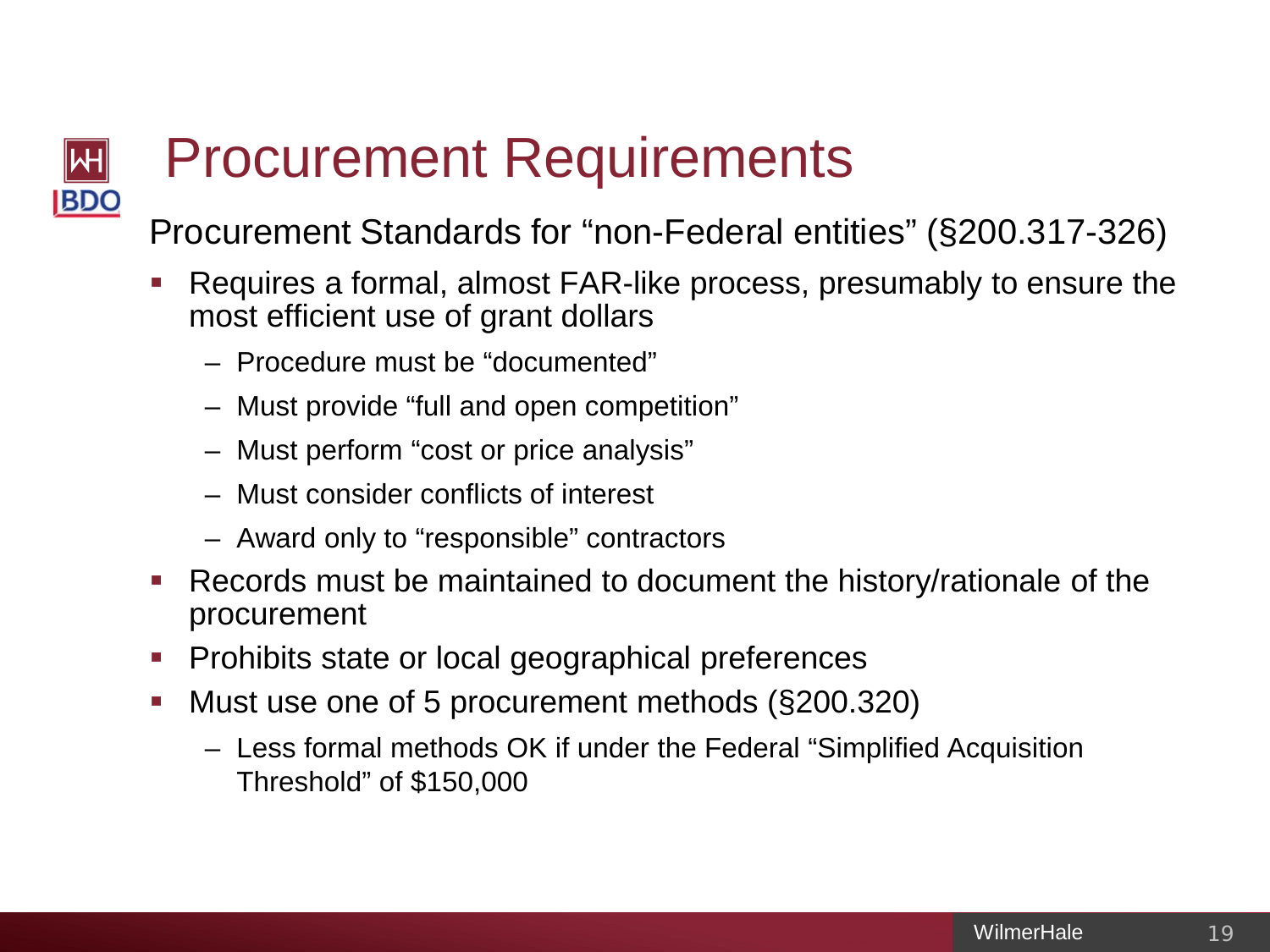# Procurement Requirements

Procurement Standards for “non-Federal entities” (§200.317-326)

- Requires a formal, almost FAR-like process, presumably to ensure the most efficient use of grant dollars
  - Procedure must be “documented”
  - Must provide “full and open competition”
  - Must perform “cost or price analysis”
  - Must consider conflicts of interest
  - Award only to “responsible” contractors
- Records must be maintained to document the history/rationale of the procurement
- Prohibits state or local geographical preferences
- Must use one of 5 procurement methods (§200.320)
  - Less formal methods OK if under the Federal “Simplified Acquisition Threshold” of $150,000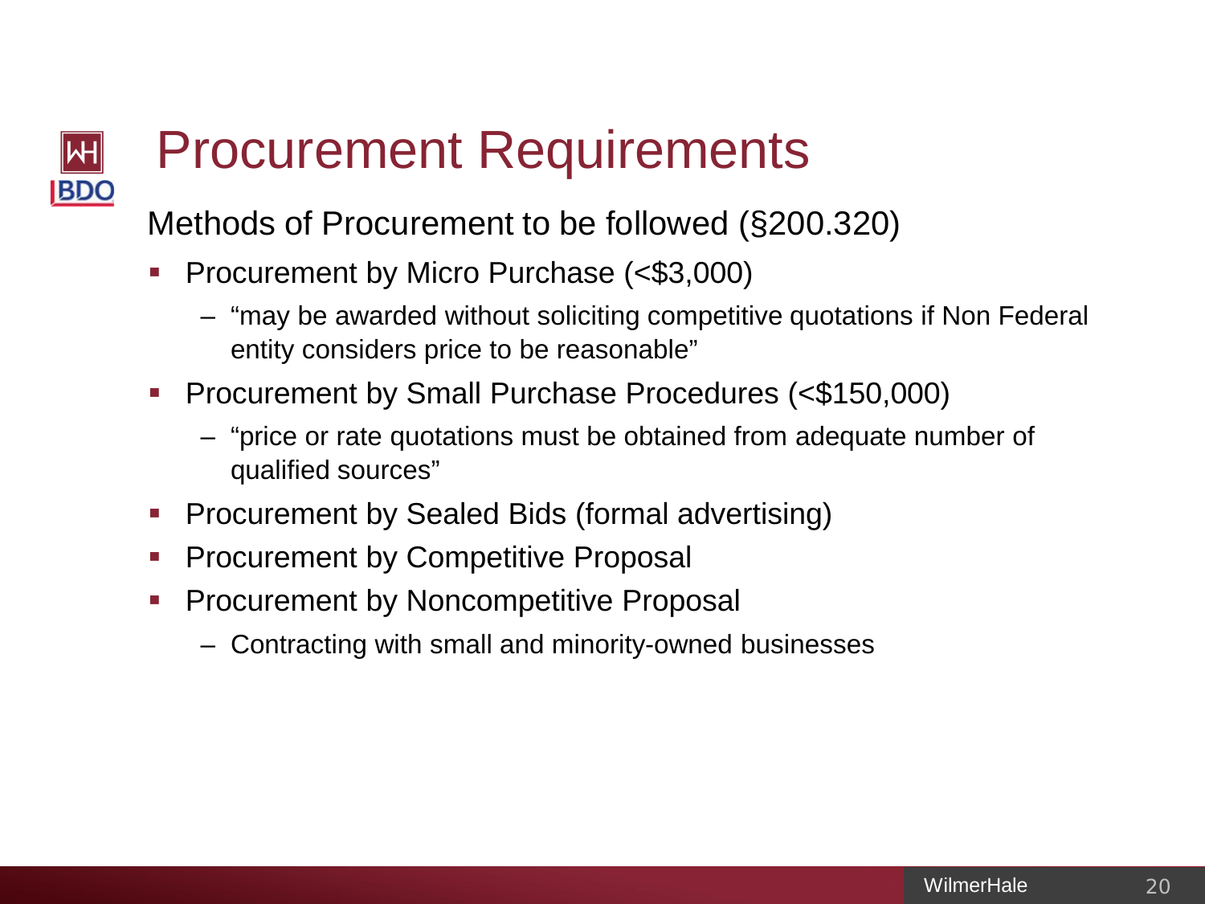# Procurement Requirements

Methods of Procurement to be followed (§200.320)

- Procurement by Micro Purchase (<$3,000)
  - “may be awarded without soliciting competitive quotations if Non Federal entity considers price to be reasonable”
- Procurement by Small Purchase Procedures (<$150,000)
  - “price or rate quotations must be obtained from adequate number of qualified sources”
- Procurement by Sealed Bids (formal advertising)
- Procurement by Competitive Proposal
- Procurement by Noncompetitive Proposal
  - Contracting with small and minority-owned businesses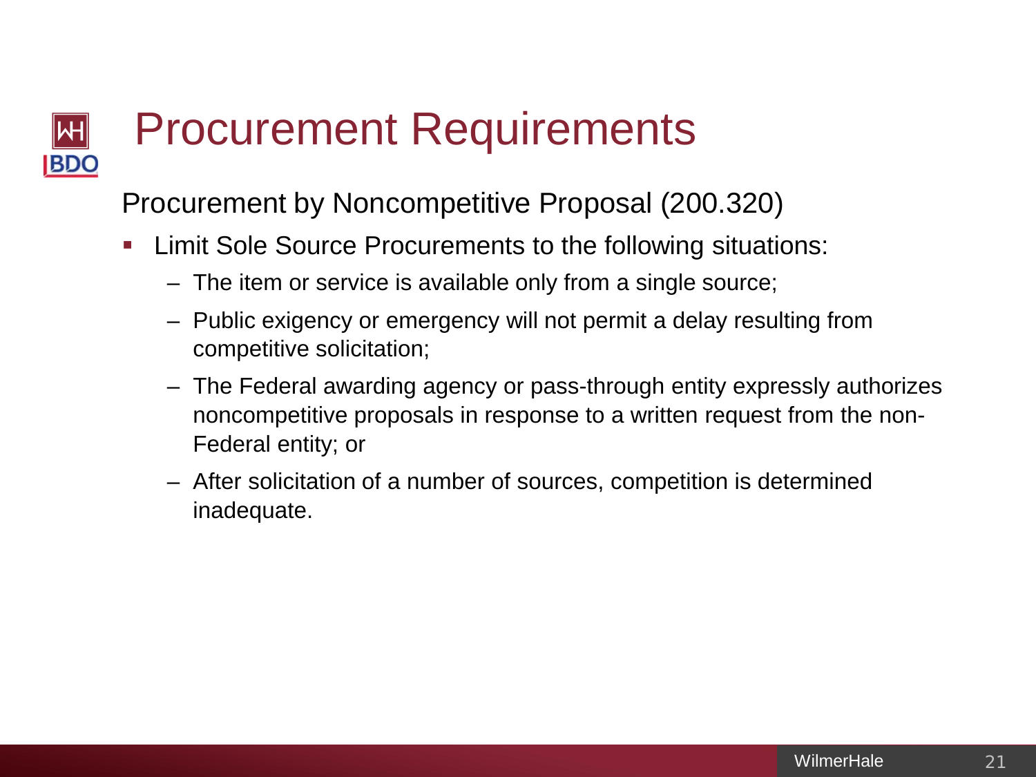# Procurement Requirements

Procurement by Noncompetitive Proposal (200.320)

- Limit Sole Source Procurements to the following situations:
  - The item or service is available only from a single source;
  - Public exigency or emergency will not permit a delay resulting from competitive solicitation;
  - The Federal awarding agency or pass-through entity expressly authorizes noncompetitive proposals in response to a written request from the non-Federal entity; or
  - After solicitation of a number of sources, competition is determined inadequate.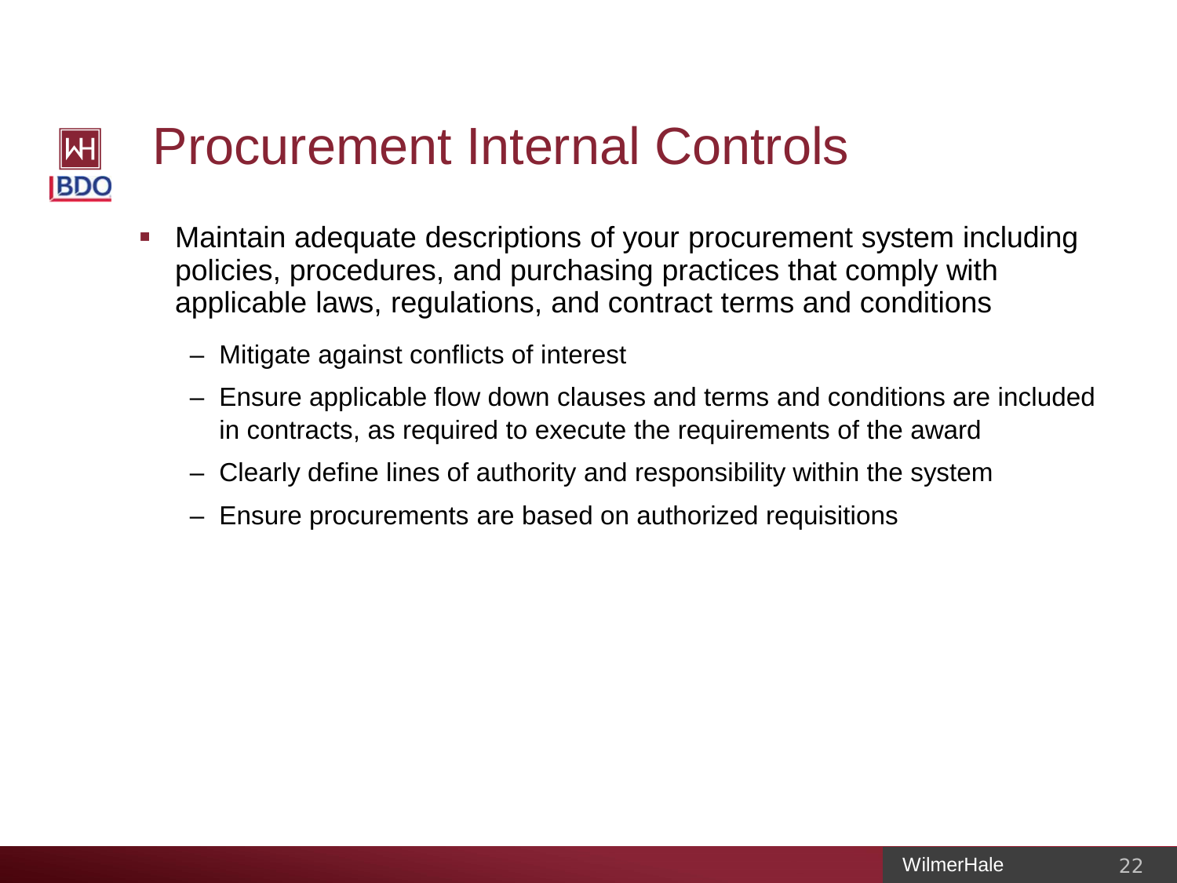# Procurement Internal Controls

- Maintain adequate descriptions of your procurement system including policies, procedures, and purchasing practices that comply with applicable laws, regulations, and contract terms and conditions
  - Mitigate against conflicts of interest
  - Ensure applicable flow down clauses and terms and conditions are included in contracts, as required to execute the requirements of the award
  - Clearly define lines of authority and responsibility within the system
  - Ensure procurements are based on authorized requisitions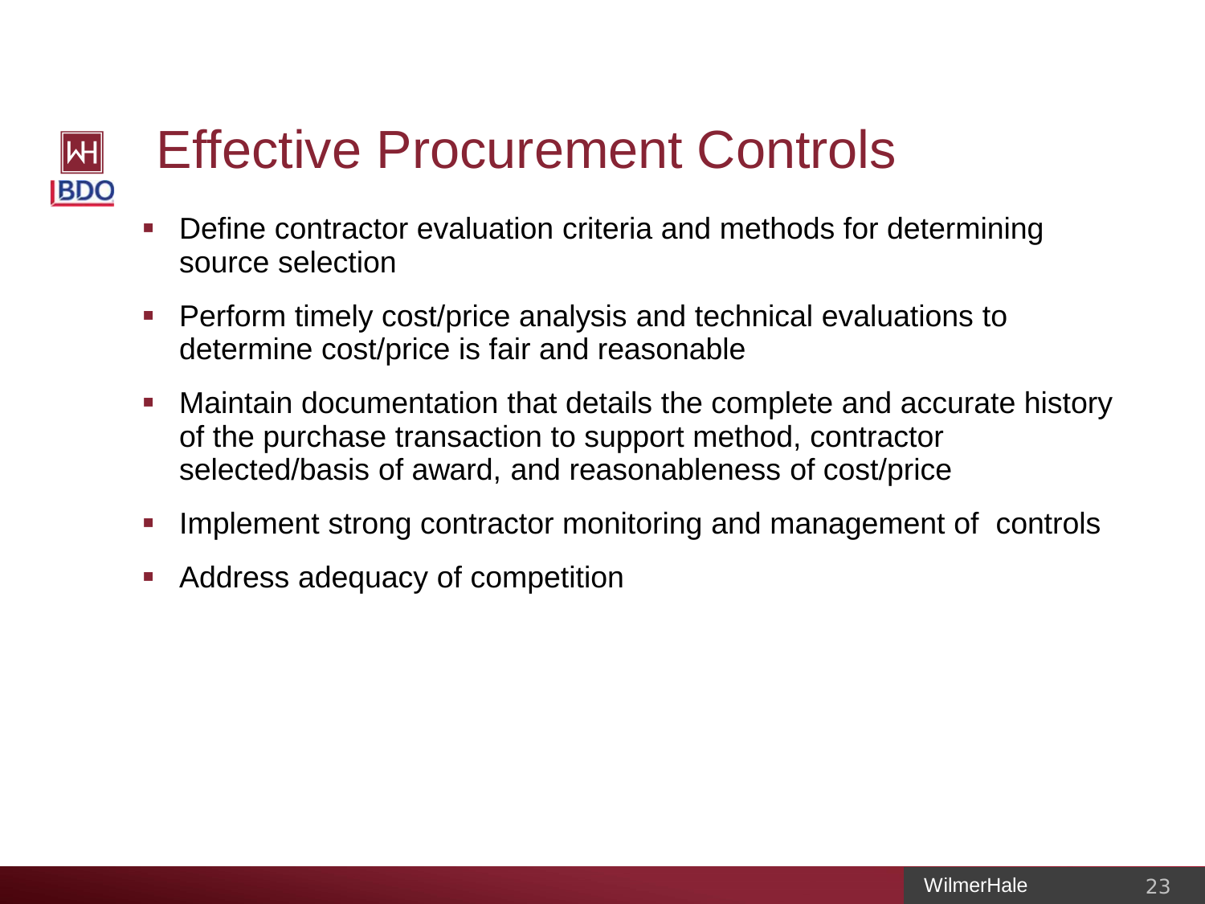# Effective Procurement Controls

- Define contractor evaluation criteria and methods for determining source selection
- Perform timely cost/price analysis and technical evaluations to determine cost/price is fair and reasonable
- Maintain documentation that details the complete and accurate history of the purchase transaction to support method, contractor selected/basis of award, and reasonableness of cost/price
- Implement strong contractor monitoring and management of controls
- Address adequacy of competition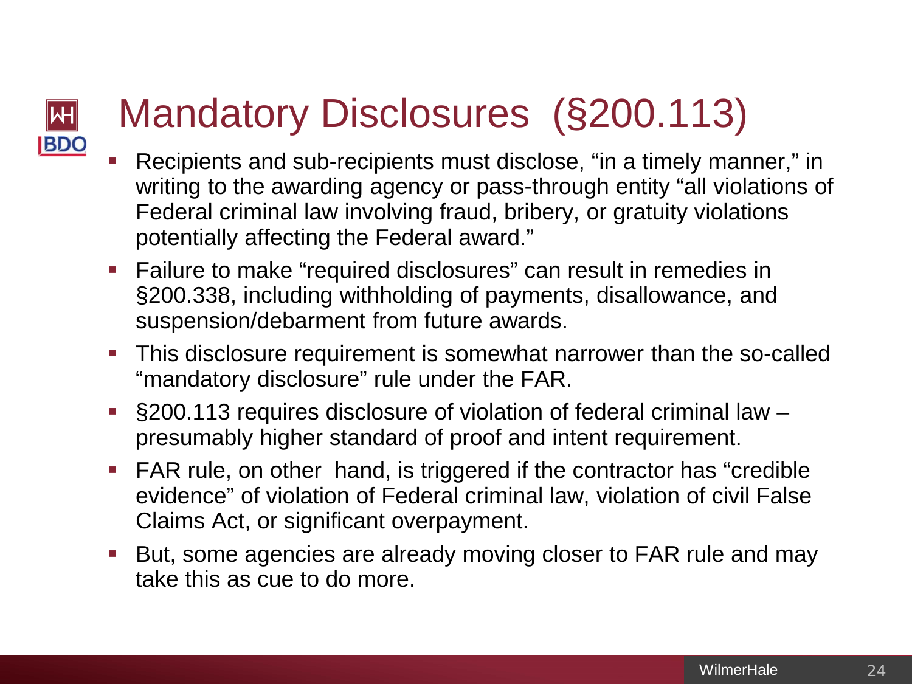# Mandatory Disclosures (§200.113)

- Recipients and sub-recipients must disclose, "in a timely manner," in writing to the awarding agency or pass-through entity "all violations of Federal criminal law involving fraud, bribery, or gratuity violations potentially affecting the Federal award."
- Failure to make "required disclosures" can result in remedies in §200.338, including withholding of payments, disallowance, and suspension/debarment from future awards.
- This disclosure requirement is somewhat narrower than the so-called "mandatory disclosure" rule under the FAR.
- §200.113 requires disclosure of violation of federal criminal law – presumably higher standard of proof and intent requirement.
- FAR rule, on other hand, is triggered if the contractor has "credible evidence" of violation of Federal criminal law, violation of civil False Claims Act, or significant overpayment.
- But, some agencies are already moving closer to FAR rule and may take this as cue to do more.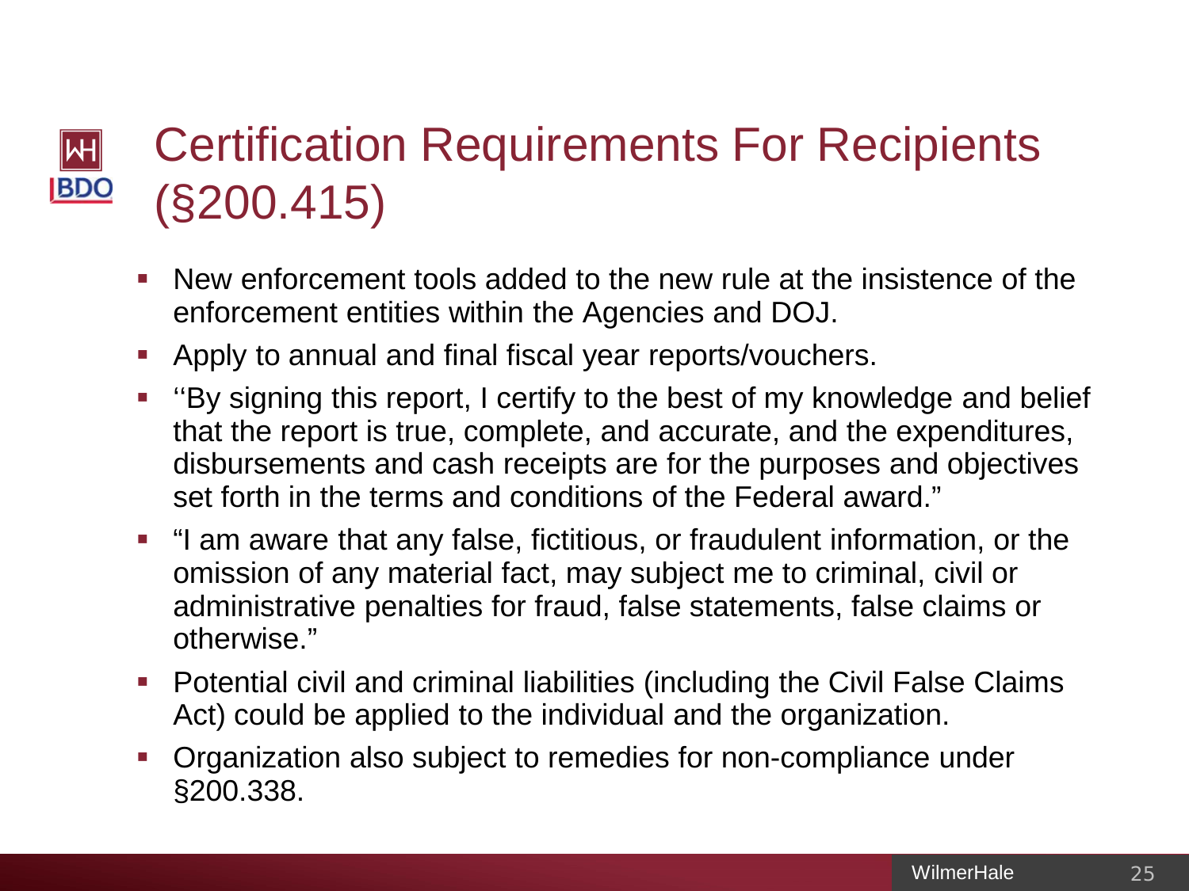# Certification Requirements For Recipients (§200.415)

- New enforcement tools added to the new rule at the insistence of the enforcement entities within the Agencies and DOJ.
- Apply to annual and final fiscal year reports/vouchers.
- ''By signing this report, I certify to the best of my knowledge and belief that the report is true, complete, and accurate, and the expenditures, disbursements and cash receipts are for the purposes and objectives set forth in the terms and conditions of the Federal award."
- "I am aware that any false, fictitious, or fraudulent information, or the omission of any material fact, may subject me to criminal, civil or administrative penalties for fraud, false statements, false claims or otherwise."
- Potential civil and criminal liabilities (including the Civil False Claims Act) could be applied to the individual and the organization.
- Organization also subject to remedies for non-compliance under §200.338.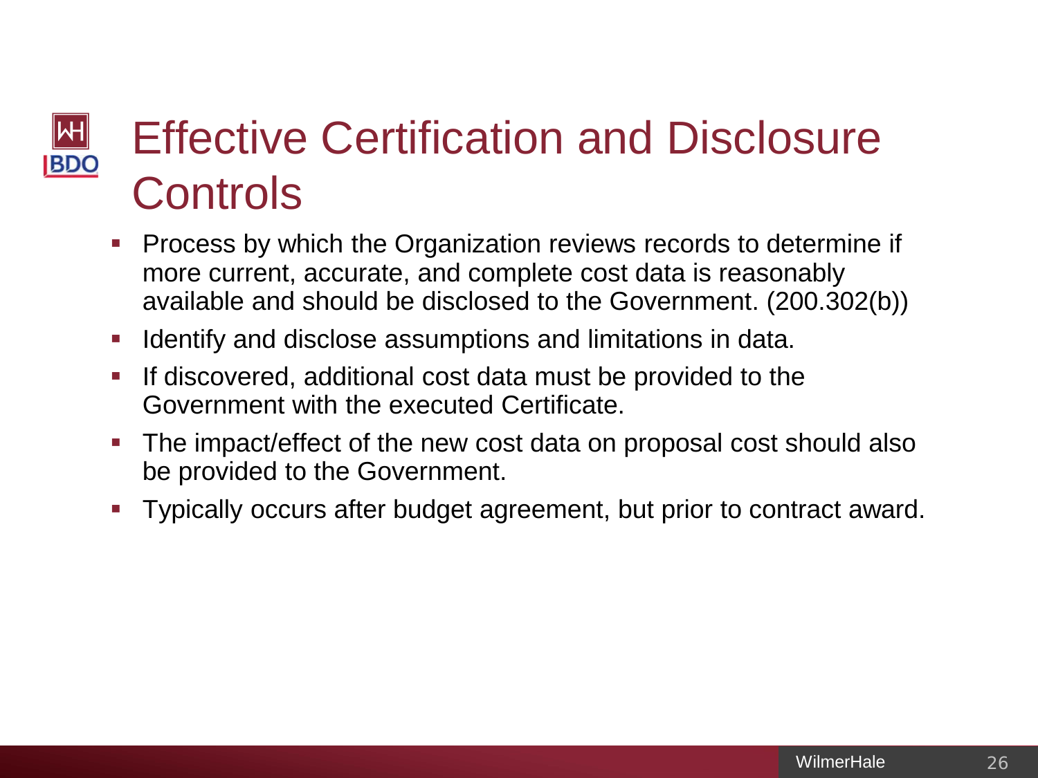# Effective Certification and Disclosure Controls

- Process by which the Organization reviews records to determine if more current, accurate, and complete cost data is reasonably available and should be disclosed to the Government. (200.302(b))
- Identify and disclose assumptions and limitations in data.
- If discovered, additional cost data must be provided to the Government with the executed Certificate.
- The impact/effect of the new cost data on proposal cost should also be provided to the Government.
- Typically occurs after budget agreement, but prior to contract award.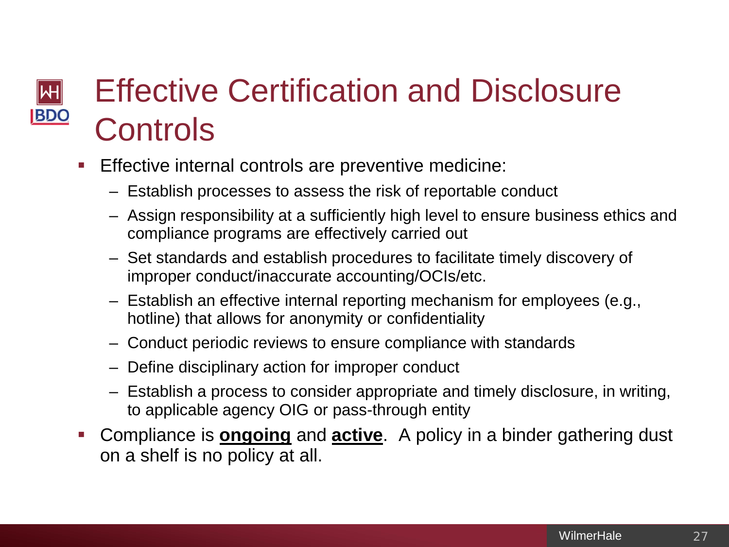# Effective Certification and Disclosure Controls

- Effective internal controls are preventive medicine:
  - Establish processes to assess the risk of reportable conduct
  - Assign responsibility at a sufficiently high level to ensure business ethics and compliance programs are effectively carried out
  - Set standards and establish procedures to facilitate timely discovery of improper conduct/inaccurate accounting/OCIs/etc.
  - Establish an effective internal reporting mechanism for employees (e.g., hotline) that allows for anonymity or confidentiality
  - Conduct periodic reviews to ensure compliance with standards
  - Define disciplinary action for improper conduct
  - Establish a process to consider appropriate and timely disclosure, in writing, to applicable agency OIG or pass-through entity
- Compliance is **ongoing** and **active**. A policy in a binder gathering dust on a shelf is no policy at all.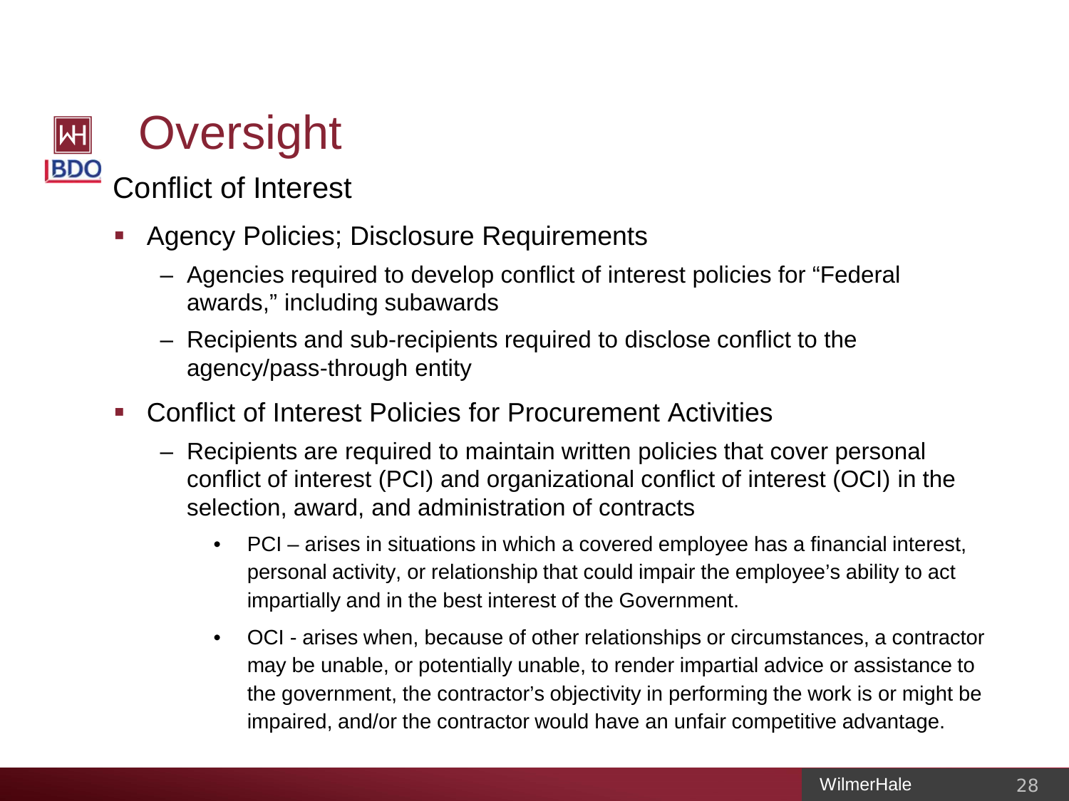# Oversight

## Conflict of Interest

- Agency Policies; Disclosure Requirements
  - Agencies required to develop conflict of interest policies for “Federal awards,” including subawards
  - Recipients and sub-recipients required to disclose conflict to the agency/pass-through entity
- Conflict of Interest Policies for Procurement Activities
  - Recipients are required to maintain written policies that cover personal conflict of interest (PCI) and organizational conflict of interest (OCI) in the selection, award, and administration of contracts
    - PCI – arises in situations in which a covered employee has a financial interest, personal activity, or relationship that could impair the employee’s ability to act impartially and in the best interest of the Government.
    - OCI - arises when, because of other relationships or circumstances, a contractor may be unable, or potentially unable, to render impartial advice or assistance to the government, the contractor’s objectivity in performing the work is or might be impaired, and/or the contractor would have an unfair competitive advantage.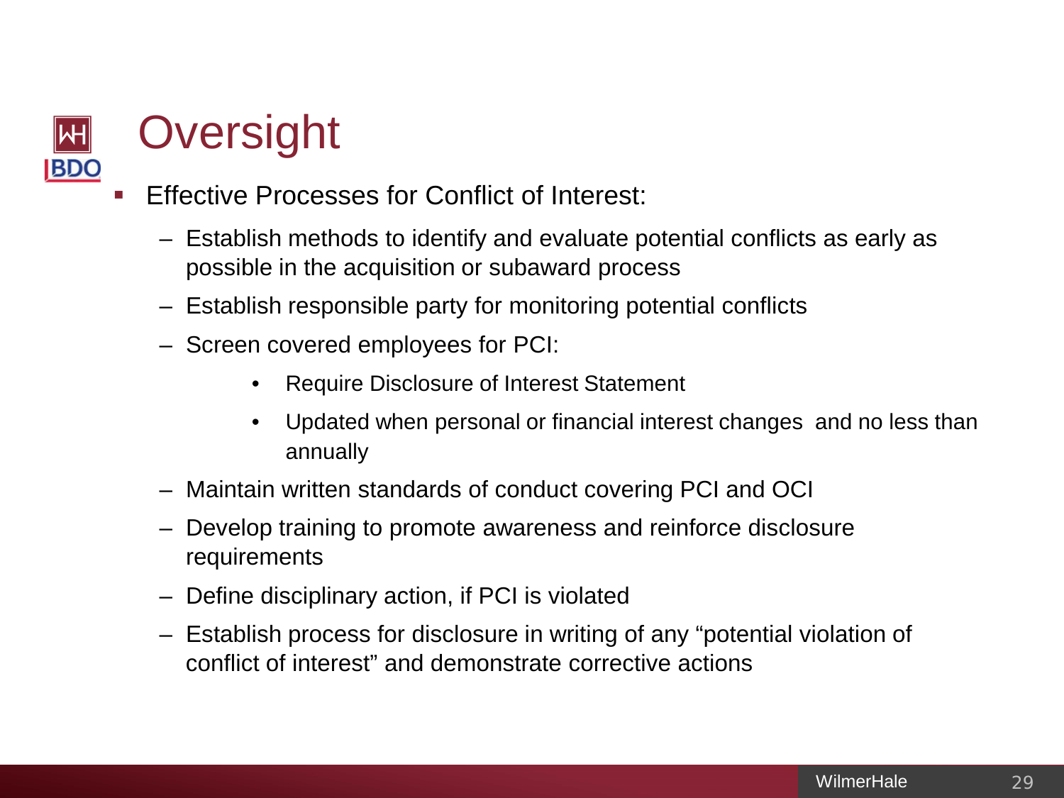# Oversight

- Effective Processes for Conflict of Interest:
  - Establish methods to identify and evaluate potential conflicts as early as possible in the acquisition or subaward process
  - Establish responsible party for monitoring potential conflicts
  - Screen covered employees for PCI:
    - Require Disclosure of Interest Statement
    - Updated when personal or financial interest changes and no less than annually
  - Maintain written standards of conduct covering PCI and OCI
  - Develop training to promote awareness and reinforce disclosure requirements
  - Define disciplinary action, if PCI is violated
  - Establish process for disclosure in writing of any "potential violation of conflict of interest" and demonstrate corrective actions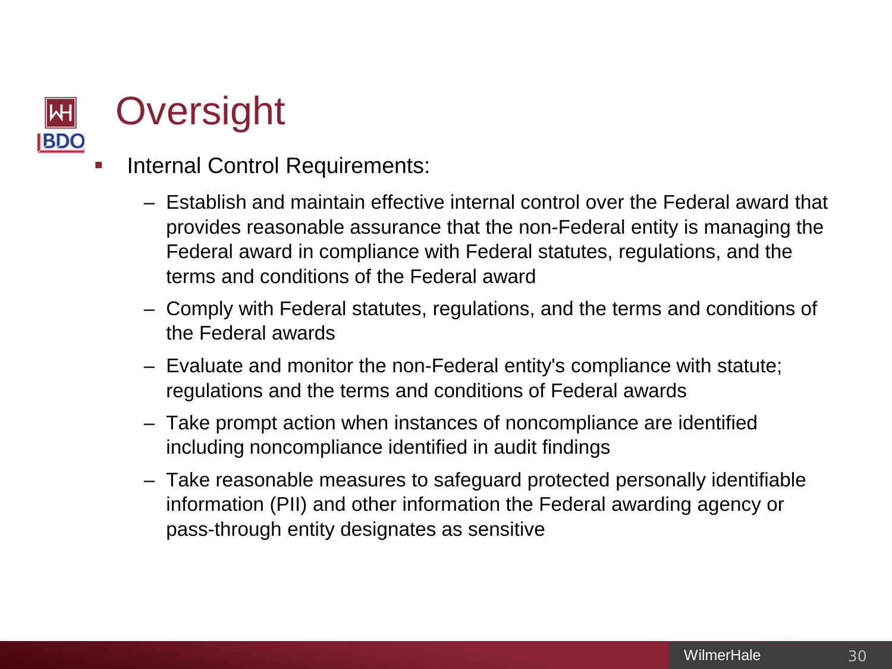# Oversight

- Internal Control Requirements:
  - Establish and maintain effective internal control over the Federal award that provides reasonable assurance that the non-Federal entity is managing the Federal award in compliance with Federal statutes, regulations, and the terms and conditions of the Federal award
  - Comply with Federal statutes, regulations, and the terms and conditions of the Federal awards
  - Evaluate and monitor the non-Federal entity's compliance with statute; regulations and the terms and conditions of Federal awards
  - Take prompt action when instances of noncompliance are identified including noncompliance identified in audit findings
  - Take reasonable measures to safeguard protected personally identifiable information (PII) and other information the Federal awarding agency or pass-through entity designates as sensitive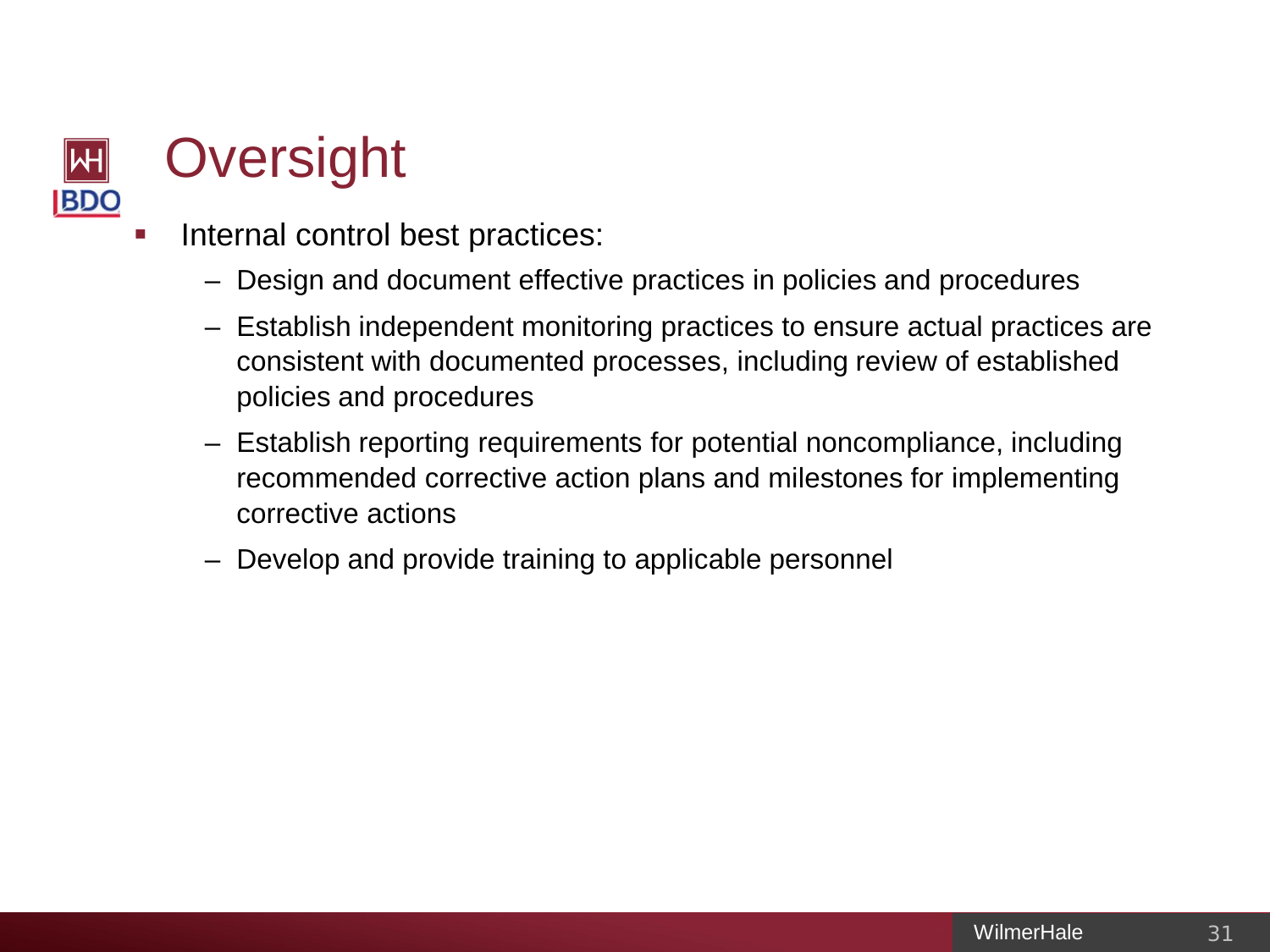# Oversight

- Internal control best practices:
  - Design and document effective practices in policies and procedures
  - Establish independent monitoring practices to ensure actual practices are consistent with documented processes, including review of established policies and procedures
  - Establish reporting requirements for potential noncompliance, including recommended corrective action plans and milestones for implementing corrective actions
  - Develop and provide training to applicable personnel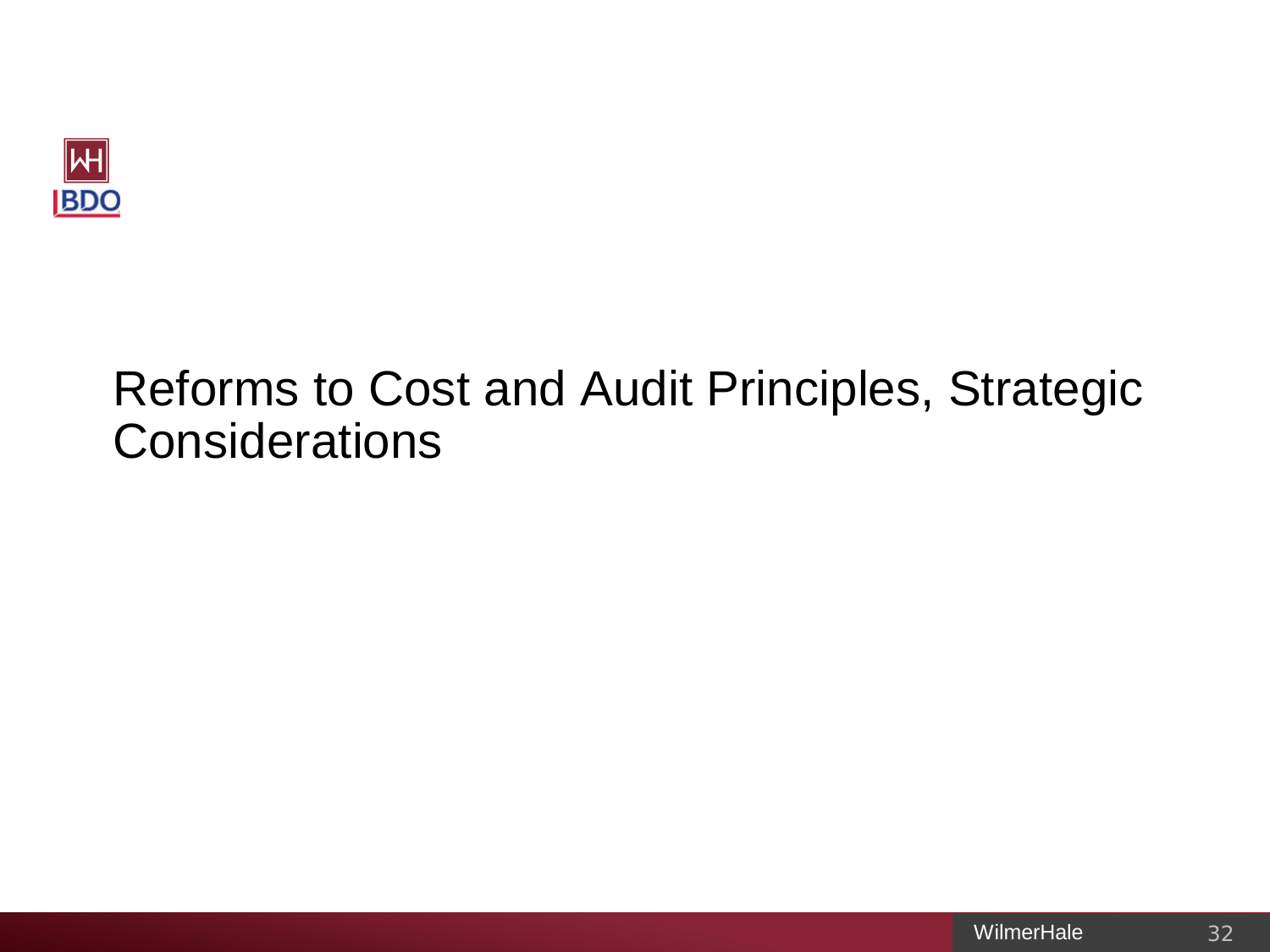# Reforms to Cost and Audit Principles, Strategic Considerations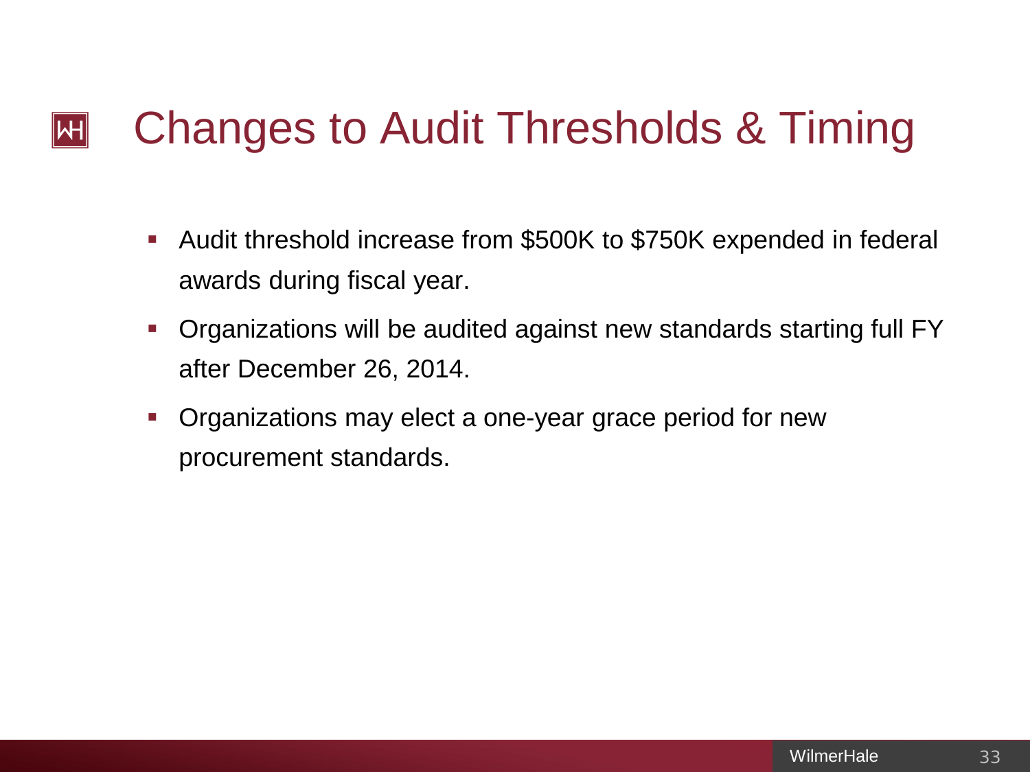# Changes to Audit Thresholds & Timing

- Audit threshold increase from $500K to $750K expended in federal awards during fiscal year.
- Organizations will be audited against new standards starting full FY after December 26, 2014.
- Organizations may elect a one-year grace period for new procurement standards.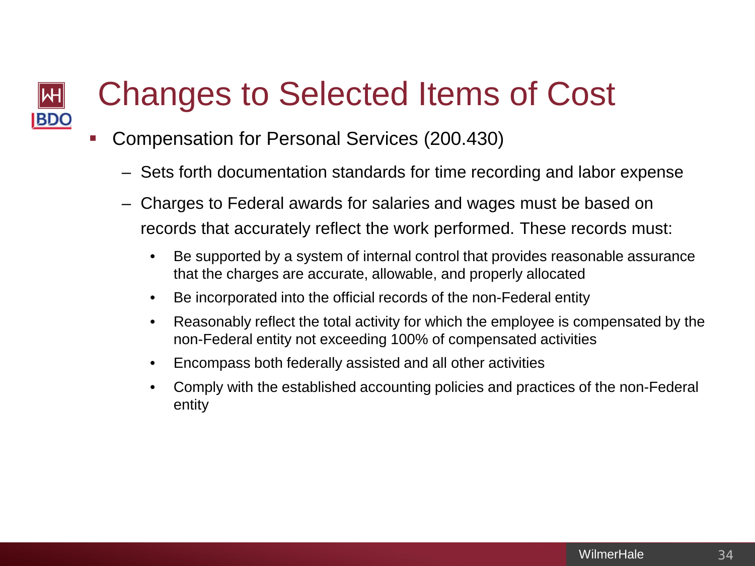# Changes to Selected Items of Cost

- Compensation for Personal Services (200.430)
  - Sets forth documentation standards for time recording and labor expense
  - Charges to Federal awards for salaries and wages must be based on records that accurately reflect the work performed. These records must:
    - Be supported by a system of internal control that provides reasonable assurance that the charges are accurate, allowable, and properly allocated
    - Be incorporated into the official records of the non-Federal entity
    - Reasonably reflect the total activity for which the employee is compensated by the non-Federal entity not exceeding 100% of compensated activities
    - Encompass both federally assisted and all other activities
    - Comply with the established accounting policies and practices of the non-Federal entity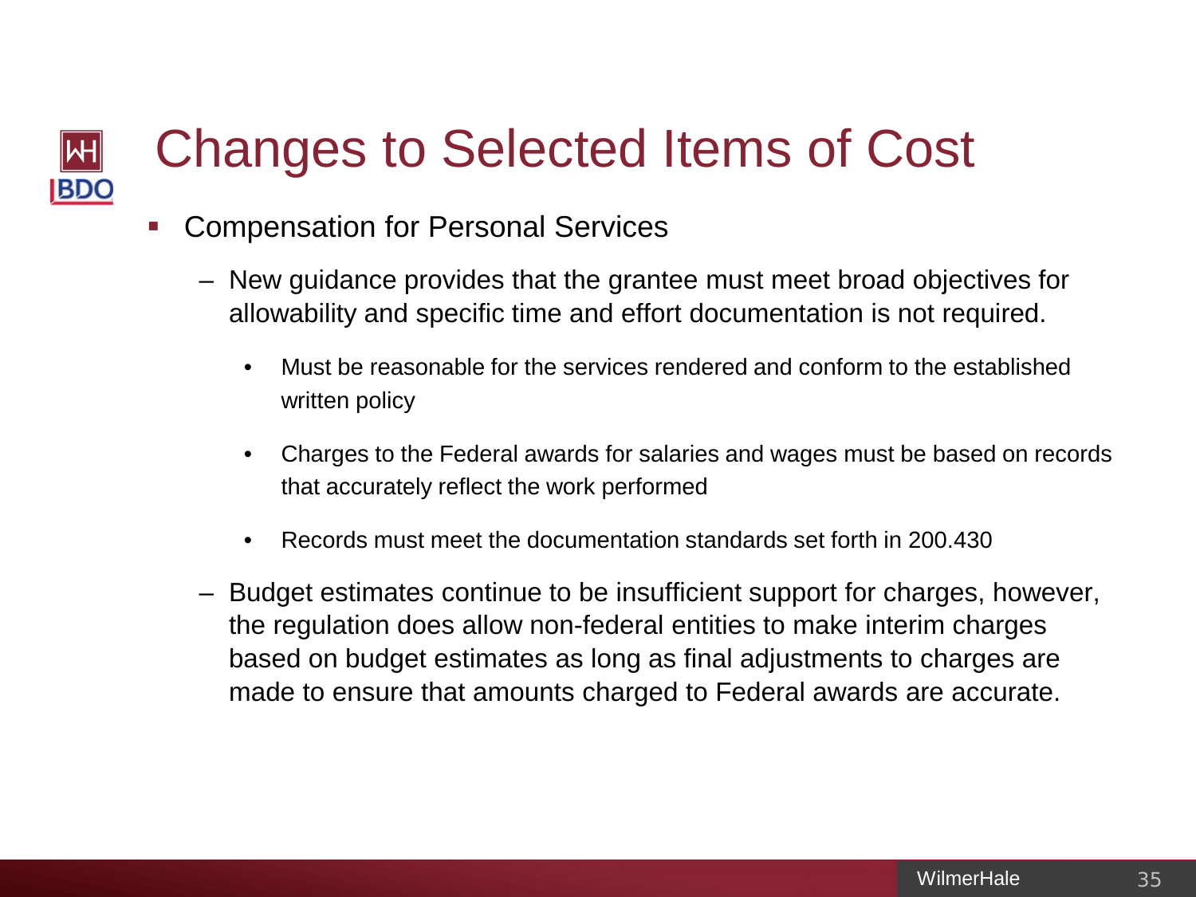# Changes to Selected Items of Cost

- Compensation for Personal Services
  - New guidance provides that the grantee must meet broad objectives for allowability and specific time and effort documentation is not required.
    - Must be reasonable for the services rendered and conform to the established written policy
    - Charges to the Federal awards for salaries and wages must be based on records that accurately reflect the work performed
    - Records must meet the documentation standards set forth in 200.430
  - Budget estimates continue to be insufficient support for charges, however, the regulation does allow non-federal entities to make interim charges based on budget estimates as long as final adjustments to charges are made to ensure that amounts charged to Federal awards are accurate.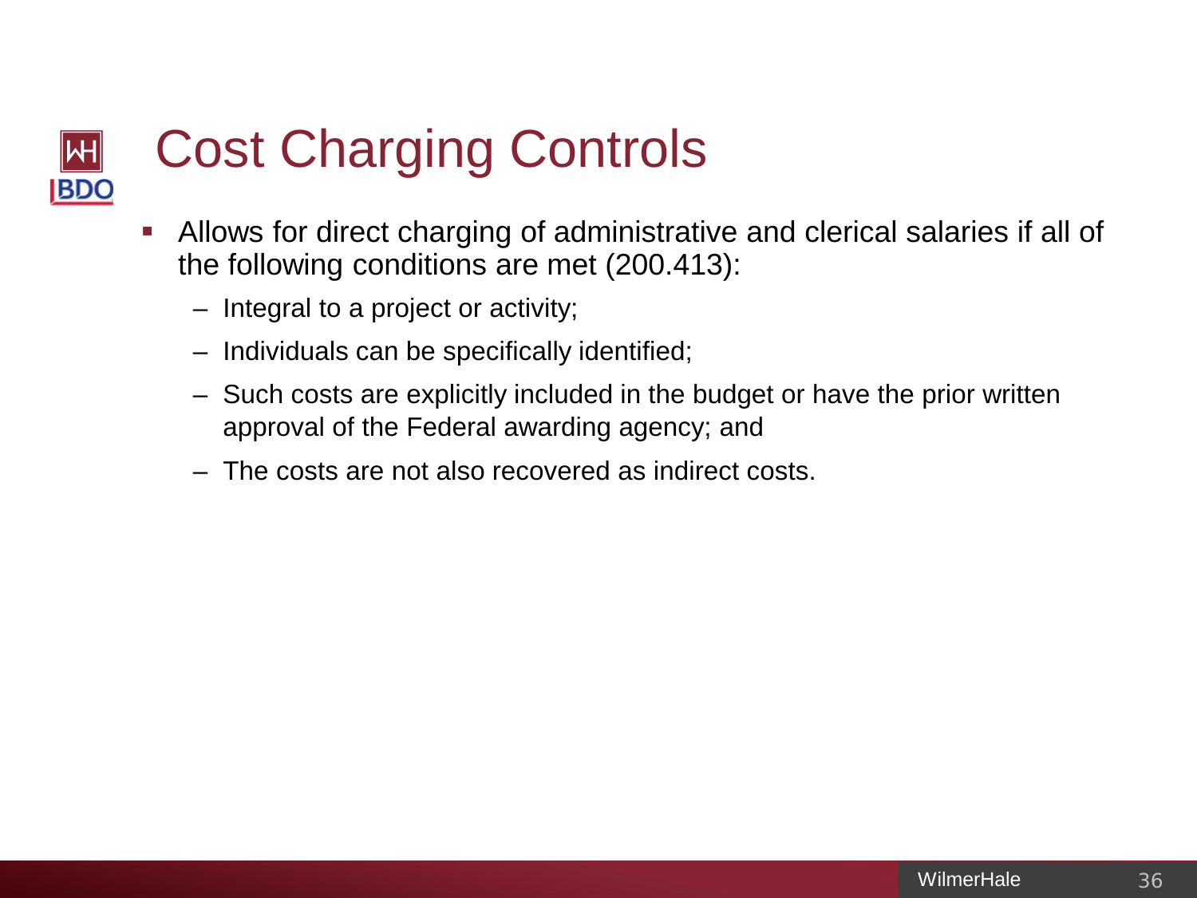# Cost Charging Controls

- Allows for direct charging of administrative and clerical salaries if all of the following conditions are met (200.413):
  - Integral to a project or activity;
  - Individuals can be specifically identified;
  - Such costs are explicitly included in the budget or have the prior written approval of the Federal awarding agency; and
  - The costs are not also recovered as indirect costs.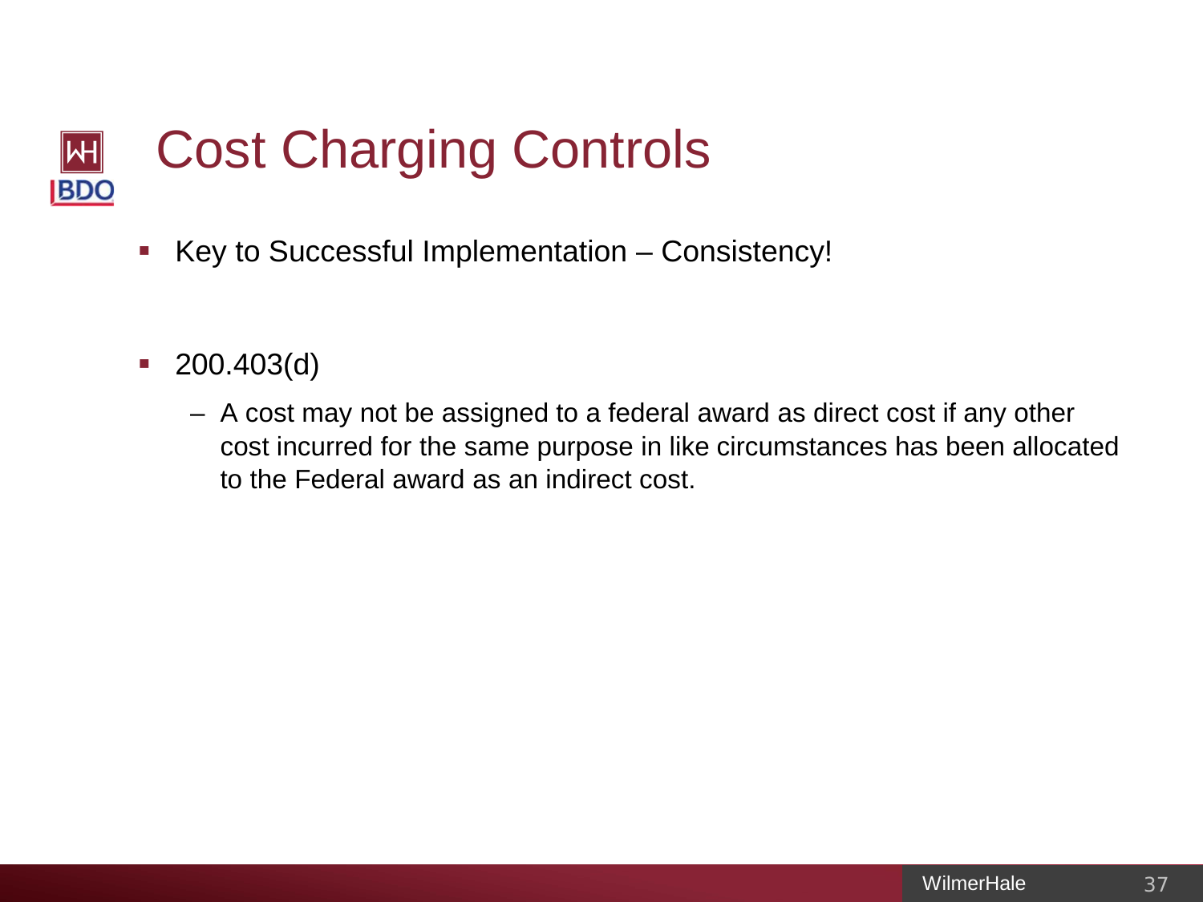# Cost Charging Controls

- Key to Successful Implementation – Consistency!

- 200.403(d)
  - A cost may not be assigned to a federal award as direct cost if any other cost incurred for the same purpose in like circumstances has been allocated to the Federal award as an indirect cost.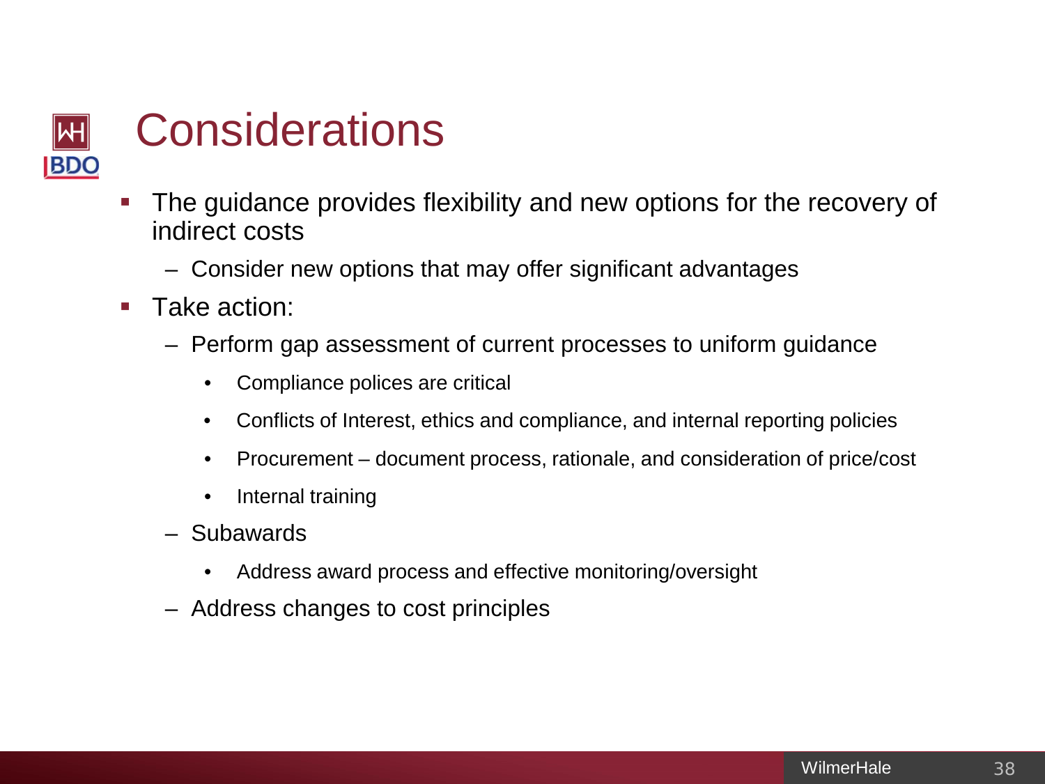# Considerations

- The guidance provides flexibility and new options for the recovery of indirect costs
  - Consider new options that may offer significant advantages
- Take action:
  - Perform gap assessment of current processes to uniform guidance
    - Compliance polices are critical
    - Conflicts of Interest, ethics and compliance, and internal reporting policies
    - Procurement – document process, rationale, and consideration of price/cost
    - Internal training
  - Subawards
    - Address award process and effective monitoring/oversight
  - Address changes to cost principles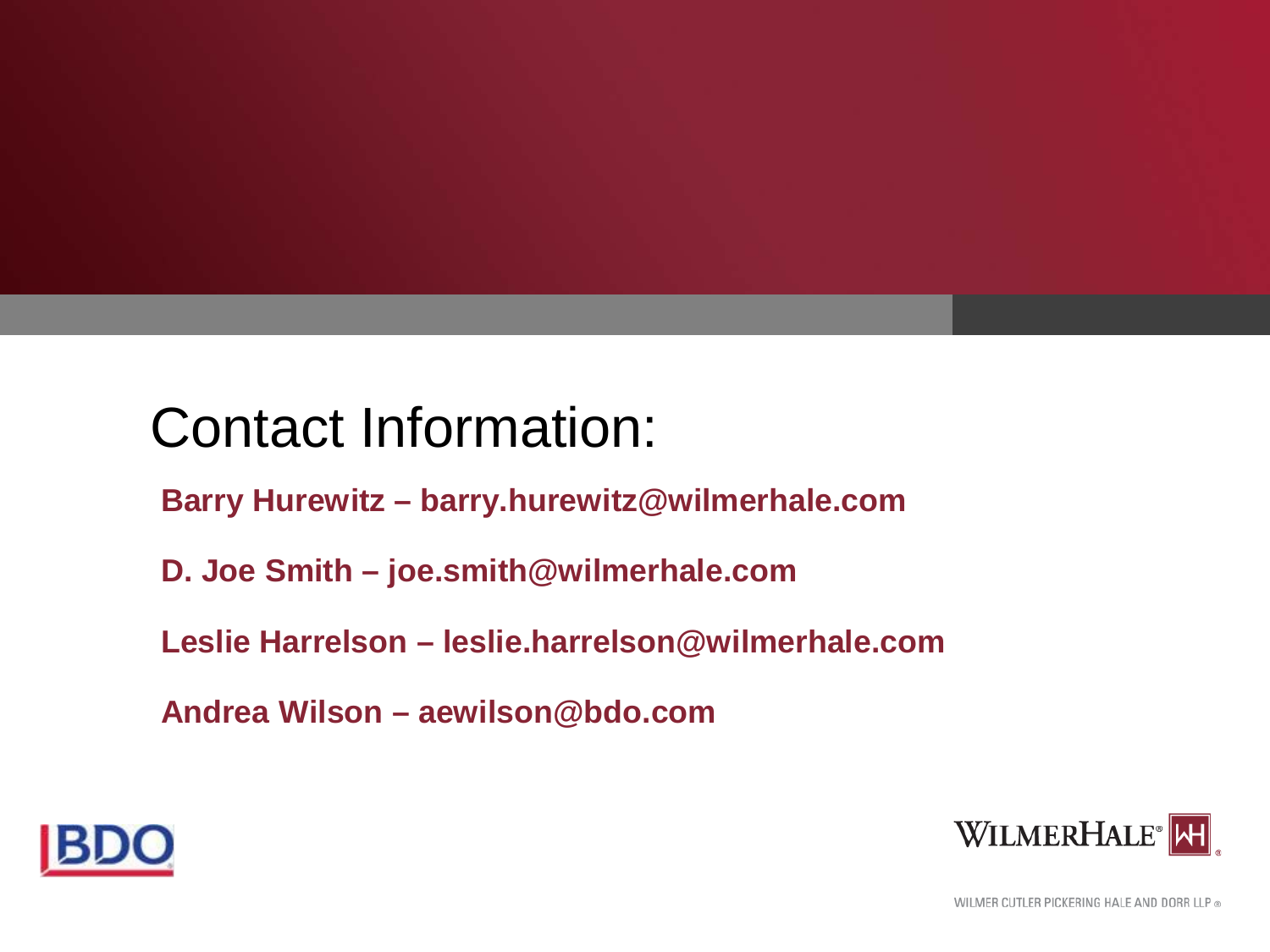# Contact Information:

**Barry Hurewitz – barry.hurewitz@wilmerhale.com**

**D. Joe Smith – joe.smith@wilmerhale.com**

**Leslie Harrelson – leslie.harrelson@wilmerhale.com**

**Andrea Wilson – aewilson@bdo.com**

BDO

WILMERHALE

WILMER CUTLER PICKERING HALE AND DORR LLP ®